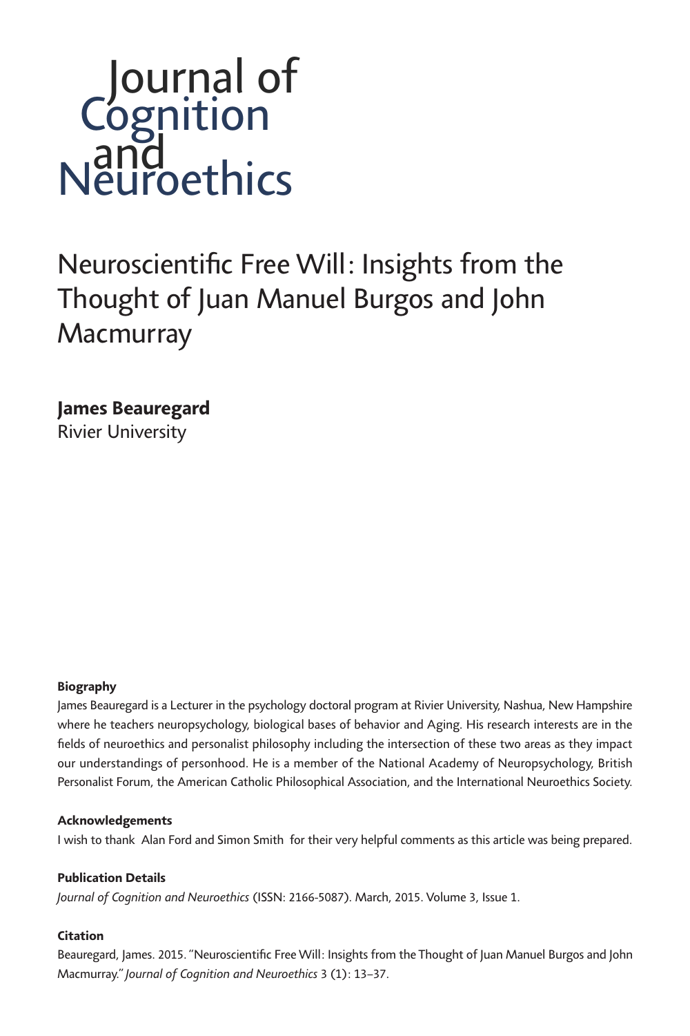Journal of Cognition and Neuroethics

# Neuroscientific Free Will: Insights from the Thought of Juan Manuel Burgos and John Macmurray

**James Beauregard**
Rivier University

#### Biography

James Beauregard is a Lecturer in the psychology doctoral program at Rivier University, Nashua, New Hampshire where he teachers neuropsychology, biological bases of behavior and Aging. His research interests are in the fields of neuroethics and personalist philosophy including the intersection of these two areas as they impact our understandings of personhood. He is a member of the National Academy of Neuropsychology, British Personalist Forum, the American Catholic Philosophical Association, and the International Neuroethics Society.

#### Acknowledgements

I wish to thank Alan Ford and Simon Smith for their very helpful comments as this article was being prepared.

#### Publication Details

*Journal of Cognition and Neuroethics* (ISSN: 2166-5087). March, 2015. Volume 3, Issue 1.

#### Citation

Beauregard, James. 2015. "Neuroscientific Free Will: Insights from the Thought of Juan Manuel Burgos and John Macmurray." *Journal of Cognition and Neuroethics* 3 (1): 13–37.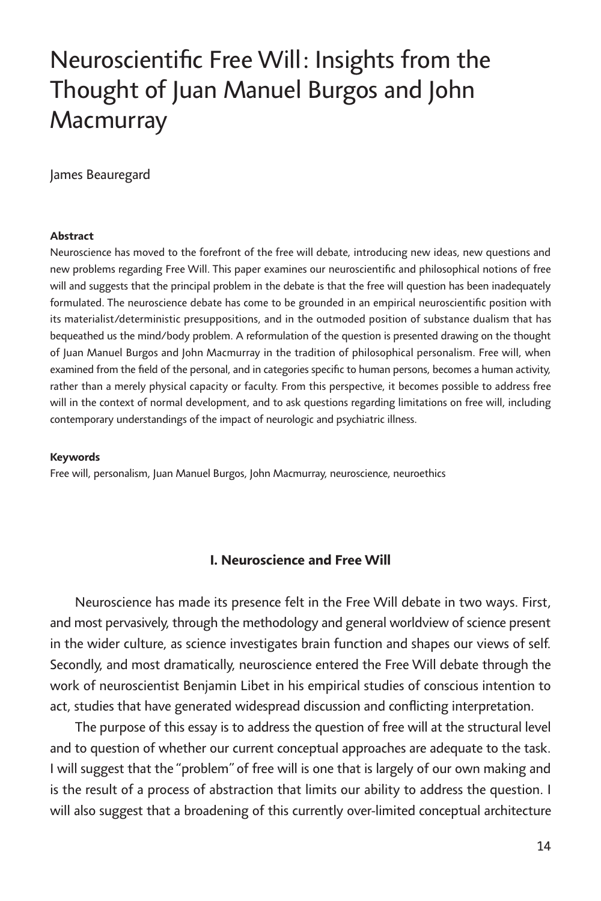# Neuroscientific Free Will: Insights from the Thought of Juan Manuel Burgos and John Macmurray

James Beauregard

#### Abstract

Neuroscience has moved to the forefront of the free will debate, introducing new ideas, new questions and new problems regarding Free Will. This paper examines our neuroscientific and philosophical notions of free will and suggests that the principal problem in the debate is that the free will question has been inadequately formulated. The neuroscience debate has come to be grounded in an empirical neuroscientific position with its materialist/deterministic presuppositions, and in the outmoded position of substance dualism that has bequeathed us the mind/body problem. A reformulation of the question is presented drawing on the thought of Juan Manuel Burgos and John Macmurray in the tradition of philosophical personalism. Free will, when examined from the field of the personal, and in categories specific to human persons, becomes a human activity, rather than a merely physical capacity or faculty. From this perspective, it becomes possible to address free will in the context of normal development, and to ask questions regarding limitations on free will, including contemporary understandings of the impact of neurologic and psychiatric illness.

#### Keywords

Free will, personalism, Juan Manuel Burgos, John Macmurray, neuroscience, neuroethics

## I. Neuroscience and Free Will

Neuroscience has made its presence felt in the Free Will debate in two ways. First, and most pervasively, through the methodology and general worldview of science present in the wider culture, as science investigates brain function and shapes our views of self. Secondly, and most dramatically, neuroscience entered the Free Will debate through the work of neuroscientist Benjamin Libet in his empirical studies of conscious intention to act, studies that have generated widespread discussion and conflicting interpretation.

The purpose of this essay is to address the question of free will at the structural level and to question of whether our current conceptual approaches are adequate to the task. I will suggest that the "problem" of free will is one that is largely of our own making and is the result of a process of abstraction that limits our ability to address the question. I will also suggest that a broadening of this currently over-limited conceptual architecture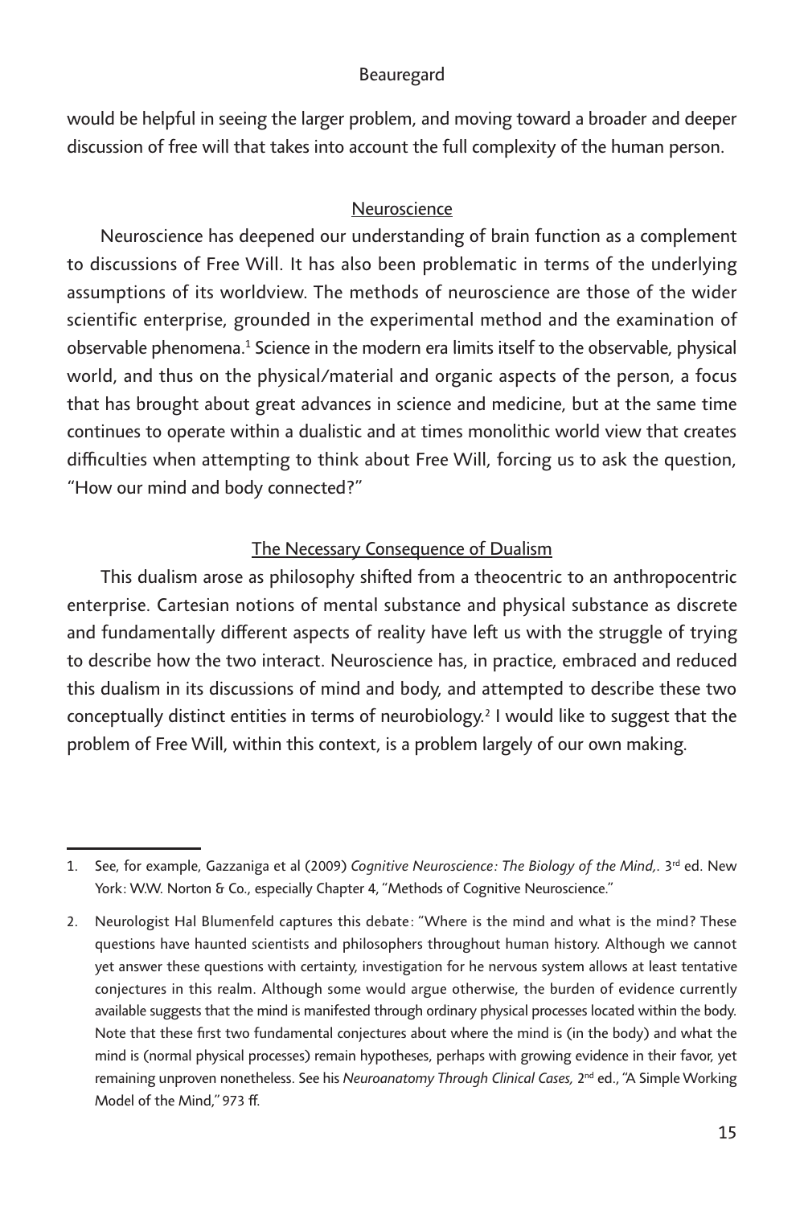would be helpful in seeing the larger problem, and moving toward a broader and deeper discussion of free will that takes into account the full complexity of the human person.

## Neuroscience

Neuroscience has deepened our understanding of brain function as a complement to discussions of Free Will. It has also been problematic in terms of the underlying assumptions of its worldview. The methods of neuroscience are those of the wider scientific enterprise, grounded in the experimental method and the examination of observable phenomena.[1] Science in the modern era limits itself to the observable, physical world, and thus on the physical/material and organic aspects of the person, a focus that has brought about great advances in science and medicine, but at the same time continues to operate within a dualistic and at times monolithic world view that creates difficulties when attempting to think about Free Will, forcing us to ask the question, "How our mind and body connected?"

## The Necessary Consequence of Dualism

This dualism arose as philosophy shifted from a theocentric to an anthropocentric enterprise. Cartesian notions of mental substance and physical substance as discrete and fundamentally different aspects of reality have left us with the struggle of trying to describe how the two interact. Neuroscience has, in practice, embraced and reduced this dualism in its discussions of mind and body, and attempted to describe these two conceptually distinct entities in terms of neurobiology.[2] I would like to suggest that the problem of Free Will, within this context, is a problem largely of our own making.

---

1. See, for example, Gazzaniga et al (2009) *Cognitive Neuroscience: The Biology of the Mind,*. 3rd ed. New York: W.W. Norton & Co., especially Chapter 4, "Methods of Cognitive Neuroscience."

2. Neurologist Hal Blumenfeld captures this debate: "Where is the mind and what is the mind? These questions have haunted scientists and philosophers throughout human history. Although we cannot yet answer these questions with certainty, investigation for he nervous system allows at least tentative conjectures in this realm. Although some would argue otherwise, the burden of evidence currently available suggests that the mind is manifested through ordinary physical processes located within the body. Note that these first two fundamental conjectures about where the mind is (in the body) and what the mind is (normal physical processes) remain hypotheses, perhaps with growing evidence in their favor, yet remaining unproven nonetheless. See his *Neuroanatomy Through Clinical Cases,* 2nd ed., "A Simple Working Model of the Mind," 973 ff.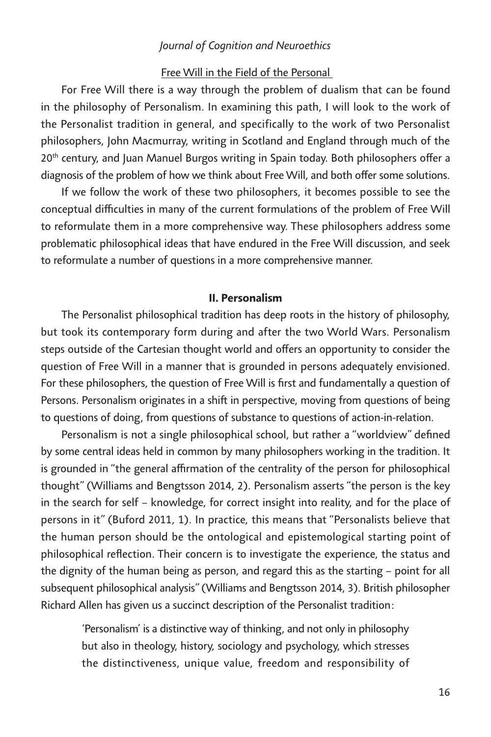Free Will in the Field of the Personal

For Free Will there is a way through the problem of dualism that can be found in the philosophy of Personalism. In examining this path, I will look to the work of the Personalist tradition in general, and specifically to the work of two Personalist philosophers, John Macmurray, writing in Scotland and England through much of the 20th century, and Juan Manuel Burgos writing in Spain today. Both philosophers offer a diagnosis of the problem of how we think about Free Will, and both offer some solutions.

If we follow the work of these two philosophers, it becomes possible to see the conceptual difficulties in many of the current formulations of the problem of Free Will to reformulate them in a more comprehensive way. These philosophers address some problematic philosophical ideas that have endured in the Free Will discussion, and seek to reformulate a number of questions in a more comprehensive manner.

## II. Personalism

The Personalist philosophical tradition has deep roots in the history of philosophy, but took its contemporary form during and after the two World Wars. Personalism steps outside of the Cartesian thought world and offers an opportunity to consider the question of Free Will in a manner that is grounded in persons adequately envisioned. For these philosophers, the question of Free Will is first and fundamentally a question of Persons. Personalism originates in a shift in perspective, moving from questions of being to questions of doing, from questions of substance to questions of action-in-relation.

Personalism is not a single philosophical school, but rather a "worldview" defined by some central ideas held in common by many philosophers working in the tradition. It is grounded in "the general affirmation of the centrality of the person for philosophical thought" (Williams and Bengtsson 2014, 2). Personalism asserts "the person is the key in the search for self – knowledge, for correct insight into reality, and for the place of persons in it" (Buford 2011, 1). In practice, this means that "Personalists believe that the human person should be the ontological and epistemological starting point of philosophical reflection. Their concern is to investigate the experience, the status and the dignity of the human being as person, and regard this as the starting – point for all subsequent philosophical analysis" (Williams and Bengtsson 2014, 3). British philosopher Richard Allen has given us a succinct description of the Personalist tradition:

> 'Personalism' is a distinctive way of thinking, and not only in philosophy but also in theology, history, sociology and psychology, which stresses the distinctiveness, unique value, freedom and responsibility of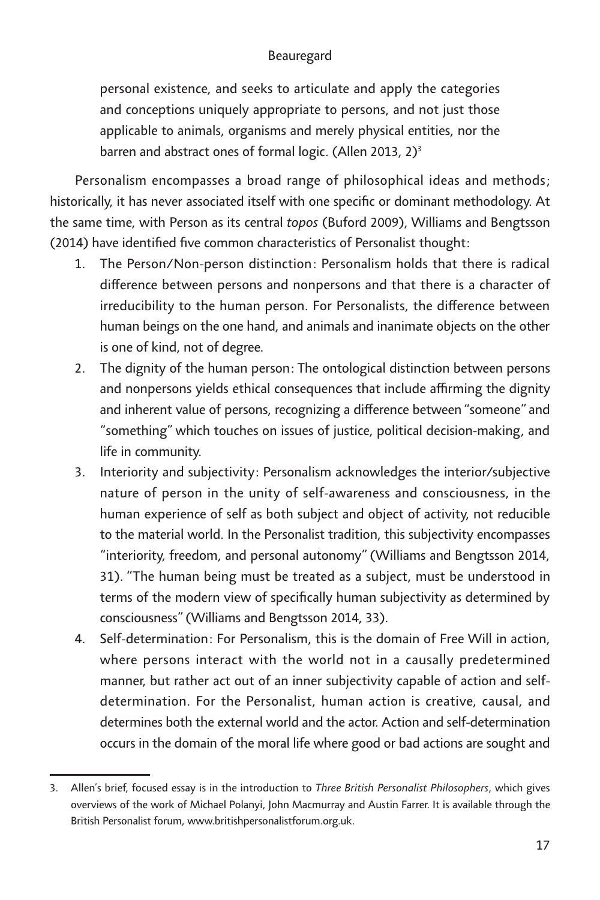personal existence, and seeks to articulate and apply the categories and conceptions uniquely appropriate to persons, and not just those applicable to animals, organisms and merely physical entities, nor the barren and abstract ones of formal logic. (Allen 2013, 2)[3]

Personalism encompasses a broad range of philosophical ideas and methods; historically, it has never associated itself with one specific or dominant methodology. At the same time, with Person as its central *topos* (Buford 2009), Williams and Bengtsson (2014) have identified five common characteristics of Personalist thought:

1. The Person/Non-person distinction: Personalism holds that there is radical difference between persons and nonpersons and that there is a character of irreducibility to the human person. For Personalists, the difference between human beings on the one hand, and animals and inanimate objects on the other is one of kind, not of degree.
2. The dignity of the human person: The ontological distinction between persons and nonpersons yields ethical consequences that include affirming the dignity and inherent value of persons, recognizing a difference between "someone" and "something" which touches on issues of justice, political decision-making, and life in community.
3. Interiority and subjectivity: Personalism acknowledges the interior/subjective nature of person in the unity of self-awareness and consciousness, in the human experience of self as both subject and object of activity, not reducible to the material world. In the Personalist tradition, this subjectivity encompasses "interiority, freedom, and personal autonomy" (Williams and Bengtsson 2014, 31). "The human being must be treated as a subject, must be understood in terms of the modern view of specifically human subjectivity as determined by consciousness" (Williams and Bengtsson 2014, 33).
4. Self-determination: For Personalism, this is the domain of Free Will in action, where persons interact with the world not in a causally predetermined manner, but rather act out of an inner subjectivity capable of action and self-determination. For the Personalist, human action is creative, causal, and determines both the external world and the actor. Action and self-determination occurs in the domain of the moral life where good or bad actions are sought and

3. Allen's brief, focused essay is in the introduction to *Three British Personalist Philosophers*, which gives overviews of the work of Michael Polanyi, John Macmurray and Austin Farrer. It is available through the British Personalist forum, www.britishpersonalistforum.org.uk.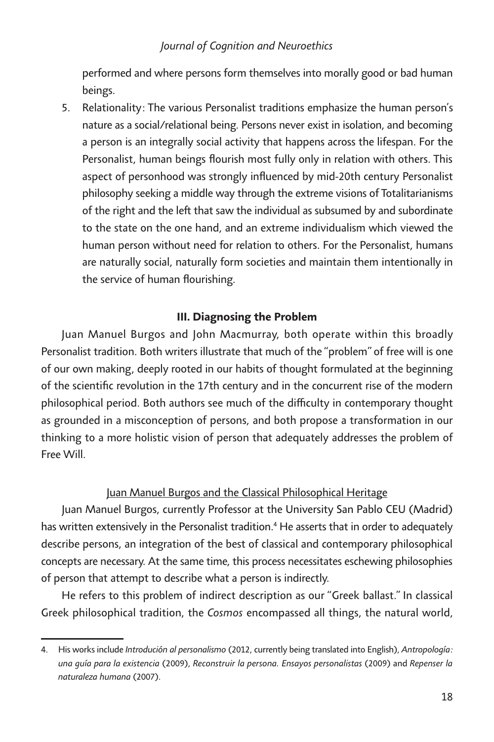performed and where persons form themselves into morally good or bad human beings.

5. Relationality: The various Personalist traditions emphasize the human person's nature as a social/relational being. Persons never exist in isolation, and becoming a person is an integrally social activity that happens across the lifespan. For the Personalist, human beings flourish most fully only in relation with others. This aspect of personhood was strongly influenced by mid-20th century Personalist philosophy seeking a middle way through the extreme visions of Totalitarianisms of the right and the left that saw the individual as subsumed by and subordinate to the state on the one hand, and an extreme individualism which viewed the human person without need for relation to others. For the Personalist, humans are naturally social, naturally form societies and maintain them intentionally in the service of human flourishing.

## III. Diagnosing the Problem

Juan Manuel Burgos and John Macmurray, both operate within this broadly Personalist tradition. Both writers illustrate that much of the "problem" of free will is one of our own making, deeply rooted in our habits of thought formulated at the beginning of the scientific revolution in the 17th century and in the concurrent rise of the modern philosophical period. Both authors see much of the difficulty in contemporary thought as grounded in a misconception of persons, and both propose a transformation in our thinking to a more holistic vision of person that adequately addresses the problem of Free Will.

### Juan Manuel Burgos and the Classical Philosophical Heritage

Juan Manuel Burgos, currently Professor at the University San Pablo CEU (Madrid) has written extensively in the Personalist tradition.[4] He asserts that in order to adequately describe persons, an integration of the best of classical and contemporary philosophical concepts are necessary. At the same time, this process necessitates eschewing philosophies of person that attempt to describe what a person is indirectly.

He refers to this problem of indirect description as our "Greek ballast." In classical Greek philosophical tradition, the *Cosmos* encompassed all things, the natural world,

---

4. His works include *Introdución al personalismo* (2012, currently being translated into English), *Antropología: una guía para la existencia* (2009), *Reconstruir la persona. Ensayos personalistas* (2009) and *Repenser la naturaleza humana* (2007).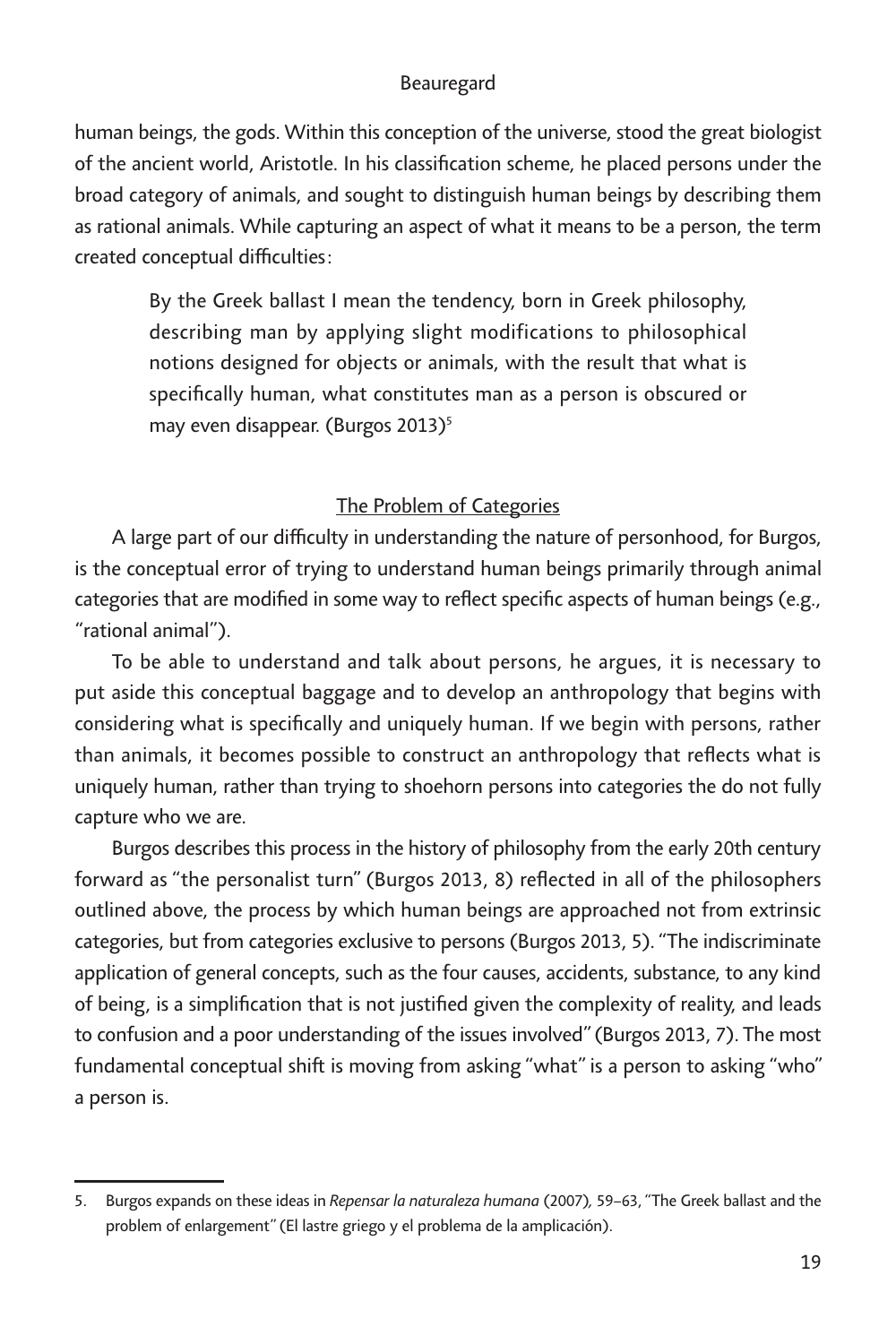human beings, the gods. Within this conception of the universe, stood the great biologist of the ancient world, Aristotle. In his classification scheme, he placed persons under the broad category of animals, and sought to distinguish human beings by describing them as rational animals. While capturing an aspect of what it means to be a person, the term created conceptual difficulties:

> By the Greek ballast I mean the tendency, born in Greek philosophy, describing man by applying slight modifications to philosophical notions designed for objects or animals, with the result that what is specifically human, what constitutes man as a person is obscured or may even disappear. (Burgos 2013)[5]

## The Problem of Categories

A large part of our difficulty in understanding the nature of personhood, for Burgos, is the conceptual error of trying to understand human beings primarily through animal categories that are modified in some way to reflect specific aspects of human beings (e.g., "rational animal").

To be able to understand and talk about persons, he argues, it is necessary to put aside this conceptual baggage and to develop an anthropology that begins with considering what is specifically and uniquely human. If we begin with persons, rather than animals, it becomes possible to construct an anthropology that reflects what is uniquely human, rather than trying to shoehorn persons into categories the do not fully capture who we are.

Burgos describes this process in the history of philosophy from the early 20th century forward as "the personalist turn" (Burgos 2013, 8) reflected in all of the philosophers outlined above, the process by which human beings are approached not from extrinsic categories, but from categories exclusive to persons (Burgos 2013, 5). "The indiscriminate application of general concepts, such as the four causes, accidents, substance, to any kind of being, is a simplification that is not justified given the complexity of reality, and leads to confusion and a poor understanding of the issues involved" (Burgos 2013, 7). The most fundamental conceptual shift is moving from asking "what" is a person to asking "who" a person is.

---

5. Burgos expands on these ideas in *Repensar la naturaleza humana* (2007), 59–63, "The Greek ballast and the problem of enlargement" (El lastre griego y el problema de la amplicación).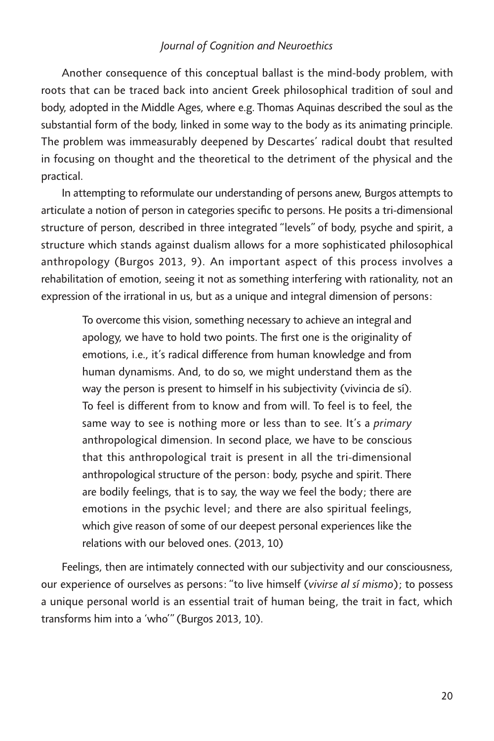Another consequence of this conceptual ballast is the mind-body problem, with roots that can be traced back into ancient Greek philosophical tradition of soul and body, adopted in the Middle Ages, where e.g. Thomas Aquinas described the soul as the substantial form of the body, linked in some way to the body as its animating principle. The problem was immeasurably deepened by Descartes' radical doubt that resulted in focusing on thought and the theoretical to the detriment of the physical and the practical.

In attempting to reformulate our understanding of persons anew, Burgos attempts to articulate a notion of person in categories specific to persons. He posits a tri-dimensional structure of person, described in three integrated "levels" of body, psyche and spirit, a structure which stands against dualism allows for a more sophisticated philosophical anthropology (Burgos 2013, 9). An important aspect of this process involves a rehabilitation of emotion, seeing it not as something interfering with rationality, not an expression of the irrational in us, but as a unique and integral dimension of persons:

> To overcome this vision, something necessary to achieve an integral and apology, we have to hold two points. The first one is the originality of emotions, i.e., it's radical difference from human knowledge and from human dynamisms. And, to do so, we might understand them as the way the person is present to himself in his subjectivity (vivincia de sí). To feel is different from to know and from will. To feel is to feel, the same way to see is nothing more or less than to see. It's a *primary* anthropological dimension. In second place, we have to be conscious that this anthropological trait is present in all the tri-dimensional anthropological structure of the person: body, psyche and spirit. There are bodily feelings, that is to say, the way we feel the body; there are emotions in the psychic level; and there are also spiritual feelings, which give reason of some of our deepest personal experiences like the relations with our beloved ones. (2013, 10)

Feelings, then are intimately connected with our subjectivity and our consciousness, our experience of ourselves as persons: "to live himself (*vivirse al sí mismo*); to possess a unique personal world is an essential trait of human being, the trait in fact, which transforms him into a 'who'" (Burgos 2013, 10).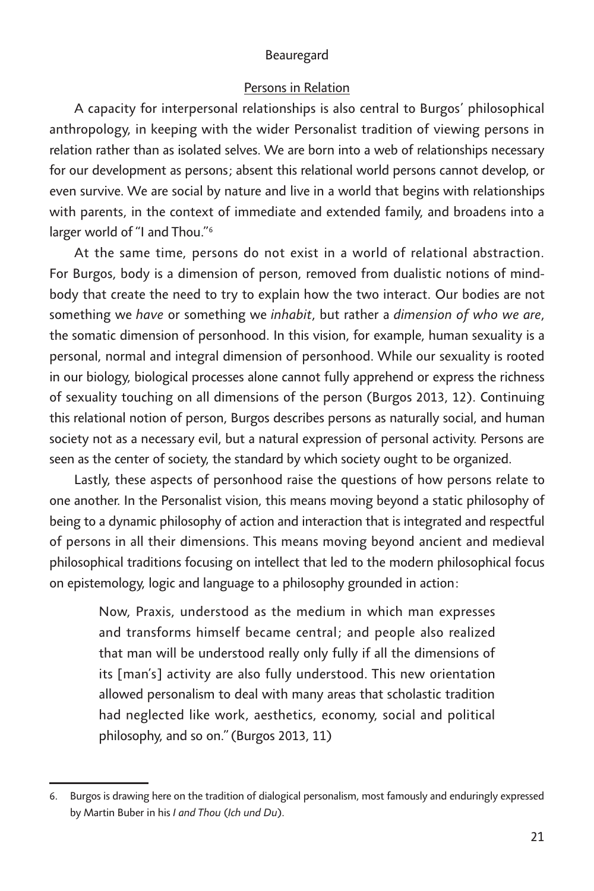## Persons in Relation

A capacity for interpersonal relationships is also central to Burgos' philosophical anthropology, in keeping with the wider Personalist tradition of viewing persons in relation rather than as isolated selves. We are born into a web of relationships necessary for our development as persons; absent this relational world persons cannot develop, or even survive. We are social by nature and live in a world that begins with relationships with parents, in the context of immediate and extended family, and broadens into a larger world of "I and Thou."[6]

At the same time, persons do not exist in a world of relational abstraction. For Burgos, body is a dimension of person, removed from dualistic notions of mind-body that create the need to try to explain how the two interact. Our bodies are not something we *have* or something we *inhabit*, but rather a *dimension of who we are*, the somatic dimension of personhood. In this vision, for example, human sexuality is a personal, normal and integral dimension of personhood. While our sexuality is rooted in our biology, biological processes alone cannot fully apprehend or express the richness of sexuality touching on all dimensions of the person (Burgos 2013, 12). Continuing this relational notion of person, Burgos describes persons as naturally social, and human society not as a necessary evil, but a natural expression of personal activity. Persons are seen as the center of society, the standard by which society ought to be organized.

Lastly, these aspects of personhood raise the questions of how persons relate to one another. In the Personalist vision, this means moving beyond a static philosophy of being to a dynamic philosophy of action and interaction that is integrated and respectful of persons in all their dimensions. This means moving beyond ancient and medieval philosophical traditions focusing on intellect that led to the modern philosophical focus on epistemology, logic and language to a philosophy grounded in action:

> Now, Praxis, understood as the medium in which man expresses and transforms himself became central; and people also realized that man will be understood really only fully if all the dimensions of its [man's] activity are also fully understood. This new orientation allowed personalism to deal with many areas that scholastic tradition had neglected like work, aesthetics, economy, social and political philosophy, and so on." (Burgos 2013, 11)

---

6. Burgos is drawing here on the tradition of dialogical personalism, most famously and enduringly expressed by Martin Buber in his *I and Thou* (*Ich und Du*).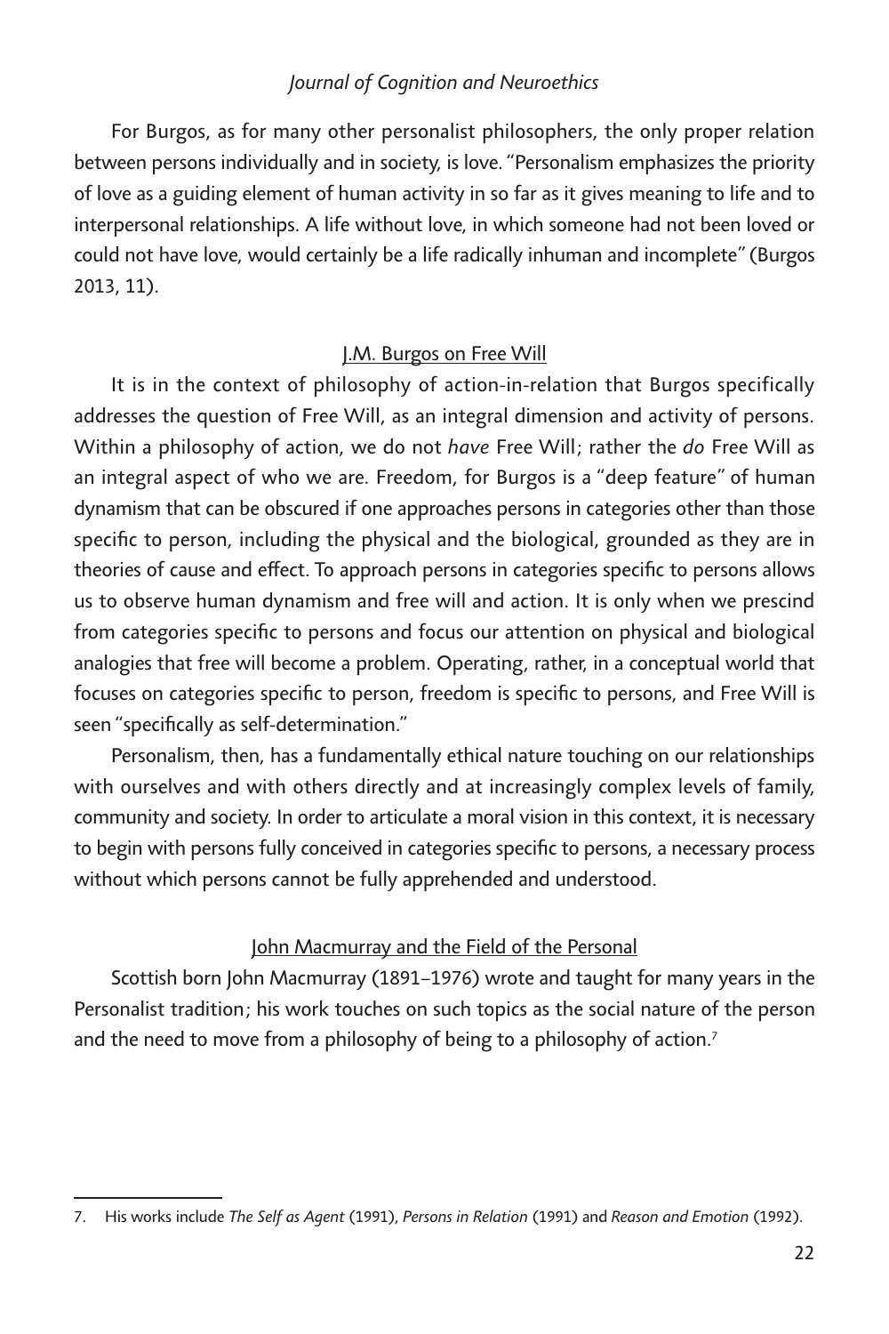For Burgos, as for many other personalist philosophers, the only proper relation between persons individually and in society, is love. "Personalism emphasizes the priority of love as a guiding element of human activity in so far as it gives meaning to life and to interpersonal relationships. A life without love, in which someone had not been loved or could not have love, would certainly be a life radically inhuman and incomplete" (Burgos 2013, 11).

## J.M. Burgos on Free Will

It is in the context of philosophy of action-in-relation that Burgos specifically addresses the question of Free Will, as an integral dimension and activity of persons. Within a philosophy of action, we do not *have* Free Will; rather the *do* Free Will as an integral aspect of who we are. Freedom, for Burgos is a "deep feature" of human dynamism that can be obscured if one approaches persons in categories other than those specific to person, including the physical and the biological, grounded as they are in theories of cause and effect. To approach persons in categories specific to persons allows us to observe human dynamism and free will and action. It is only when we prescind from categories specific to persons and focus our attention on physical and biological analogies that free will become a problem. Operating, rather, in a conceptual world that focuses on categories specific to person, freedom is specific to persons, and Free Will is seen "specifically as self-determination."

Personalism, then, has a fundamentally ethical nature touching on our relationships with ourselves and with others directly and at increasingly complex levels of family, community and society. In order to articulate a moral vision in this context, it is necessary to begin with persons fully conceived in categories specific to persons, a necessary process without which persons cannot be fully apprehended and understood.

## John Macmurray and the Field of the Personal

Scottish born John Macmurray (1891–1976) wrote and taught for many years in the Personalist tradition; his work touches on such topics as the social nature of the person and the need to move from a philosophy of being to a philosophy of action.[7]

---

7. His works include *The Self as Agent* (1991), *Persons in Relation* (1991) and *Reason and Emotion* (1992).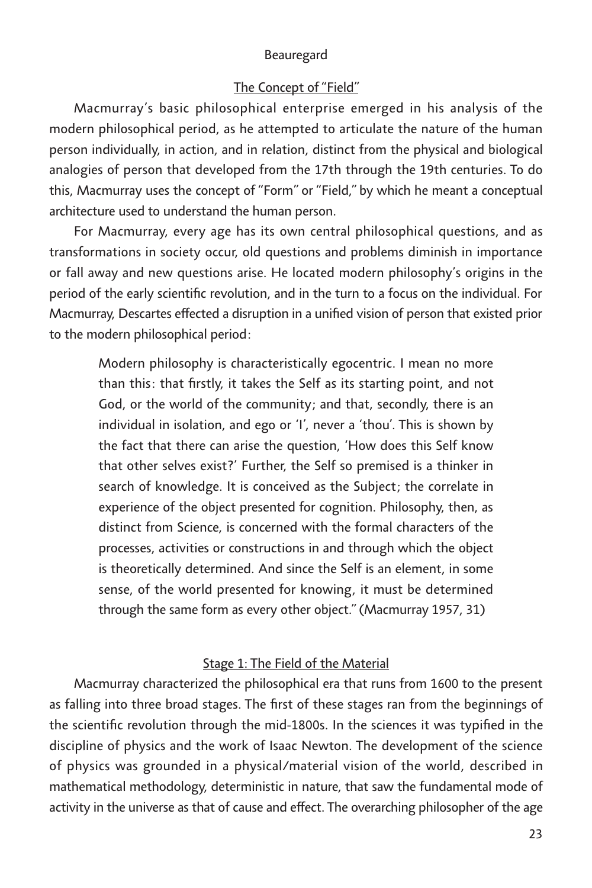## The Concept of "Field"

Macmurray's basic philosophical enterprise emerged in his analysis of the modern philosophical period, as he attempted to articulate the nature of the human person individually, in action, and in relation, distinct from the physical and biological analogies of person that developed from the 17th through the 19th centuries. To do this, Macmurray uses the concept of "Form" or "Field," by which he meant a conceptual architecture used to understand the human person.

For Macmurray, every age has its own central philosophical questions, and as transformations in society occur, old questions and problems diminish in importance or fall away and new questions arise. He located modern philosophy's origins in the period of the early scientific revolution, and in the turn to a focus on the individual. For Macmurray, Descartes effected a disruption in a unified vision of person that existed prior to the modern philosophical period:

> Modern philosophy is characteristically egocentric. I mean no more than this: that firstly, it takes the Self as its starting point, and not God, or the world of the community; and that, secondly, there is an individual in isolation, and ego or 'I', never a 'thou'. This is shown by the fact that there can arise the question, 'How does this Self know that other selves exist?' Further, the Self so premised is a thinker in search of knowledge. It is conceived as the Subject; the correlate in experience of the object presented for cognition. Philosophy, then, as distinct from Science, is concerned with the formal characters of the processes, activities or constructions in and through which the object is theoretically determined. And since the Self is an element, in some sense, of the world presented for knowing, it must be determined through the same form as every other object." (Macmurray 1957, 31)

## Stage 1: The Field of the Material

Macmurray characterized the philosophical era that runs from 1600 to the present as falling into three broad stages. The first of these stages ran from the beginnings of the scientific revolution through the mid-1800s. In the sciences it was typified in the discipline of physics and the work of Isaac Newton. The development of the science of physics was grounded in a physical/material vision of the world, described in mathematical methodology, deterministic in nature, that saw the fundamental mode of activity in the universe as that of cause and effect. The overarching philosopher of the age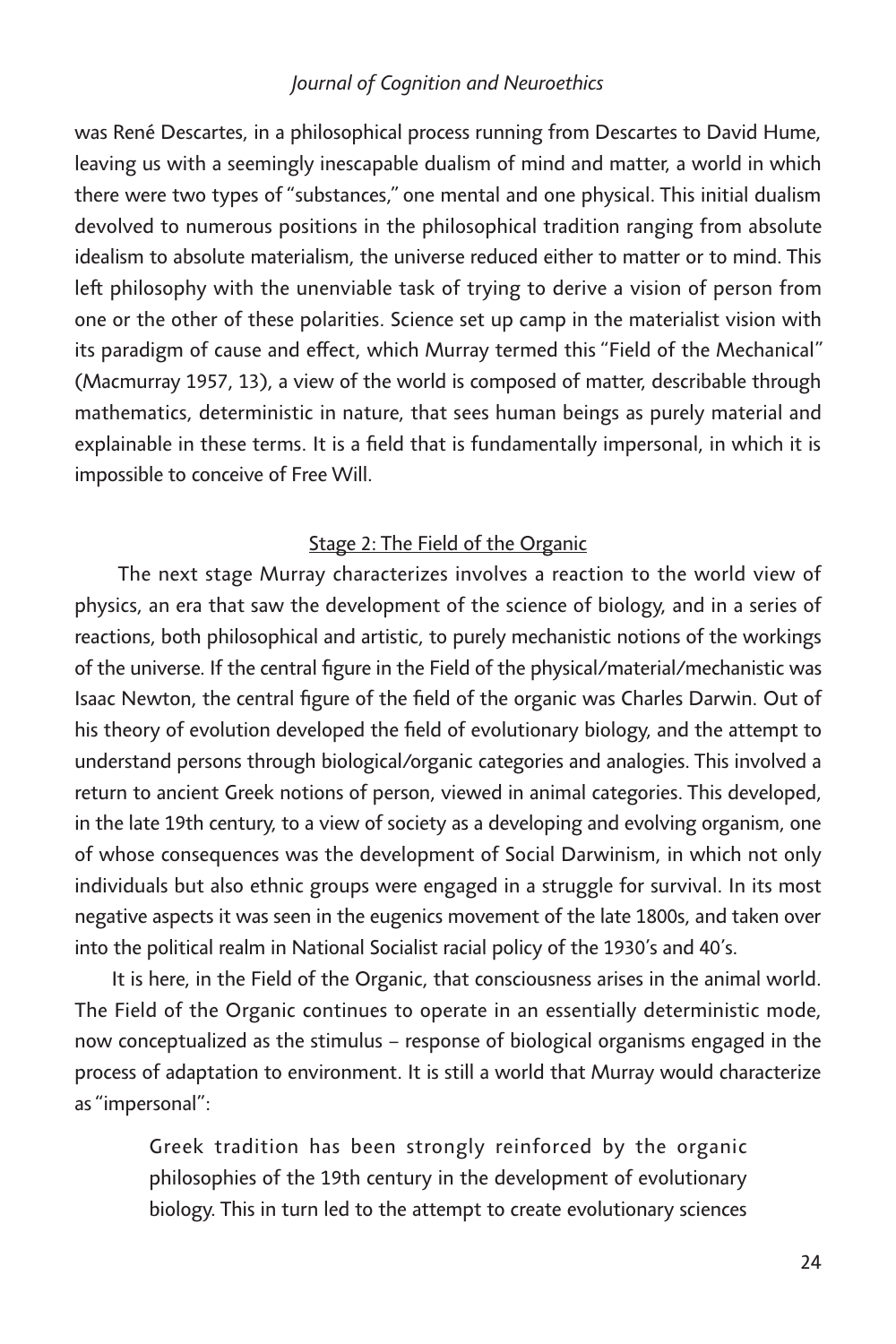was René Descartes, in a philosophical process running from Descartes to David Hume, leaving us with a seemingly inescapable dualism of mind and matter, a world in which there were two types of "substances," one mental and one physical. This initial dualism devolved to numerous positions in the philosophical tradition ranging from absolute idealism to absolute materialism, the universe reduced either to matter or to mind. This left philosophy with the unenviable task of trying to derive a vision of person from one or the other of these polarities. Science set up camp in the materialist vision with its paradigm of cause and effect, which Murray termed this "Field of the Mechanical" (Macmurray 1957, 13), a view of the world is composed of matter, describable through mathematics, deterministic in nature, that sees human beings as purely material and explainable in these terms. It is a field that is fundamentally impersonal, in which it is impossible to conceive of Free Will.

### Stage 2: The Field of the Organic

The next stage Murray characterizes involves a reaction to the world view of physics, an era that saw the development of the science of biology, and in a series of reactions, both philosophical and artistic, to purely mechanistic notions of the workings of the universe. If the central figure in the Field of the physical/material/mechanistic was Isaac Newton, the central figure of the field of the organic was Charles Darwin. Out of his theory of evolution developed the field of evolutionary biology, and the attempt to understand persons through biological/organic categories and analogies. This involved a return to ancient Greek notions of person, viewed in animal categories. This developed, in the late 19th century, to a view of society as a developing and evolving organism, one of whose consequences was the development of Social Darwinism, in which not only individuals but also ethnic groups were engaged in a struggle for survival. In its most negative aspects it was seen in the eugenics movement of the late 1800s, and taken over into the political realm in National Socialist racial policy of the 1930's and 40's.

It is here, in the Field of the Organic, that consciousness arises in the animal world. The Field of the Organic continues to operate in an essentially deterministic mode, now conceptualized as the stimulus – response of biological organisms engaged in the process of adaptation to environment. It is still a world that Murray would characterize as "impersonal":

> Greek tradition has been strongly reinforced by the organic philosophies of the 19th century in the development of evolutionary biology. This in turn led to the attempt to create evolutionary sciences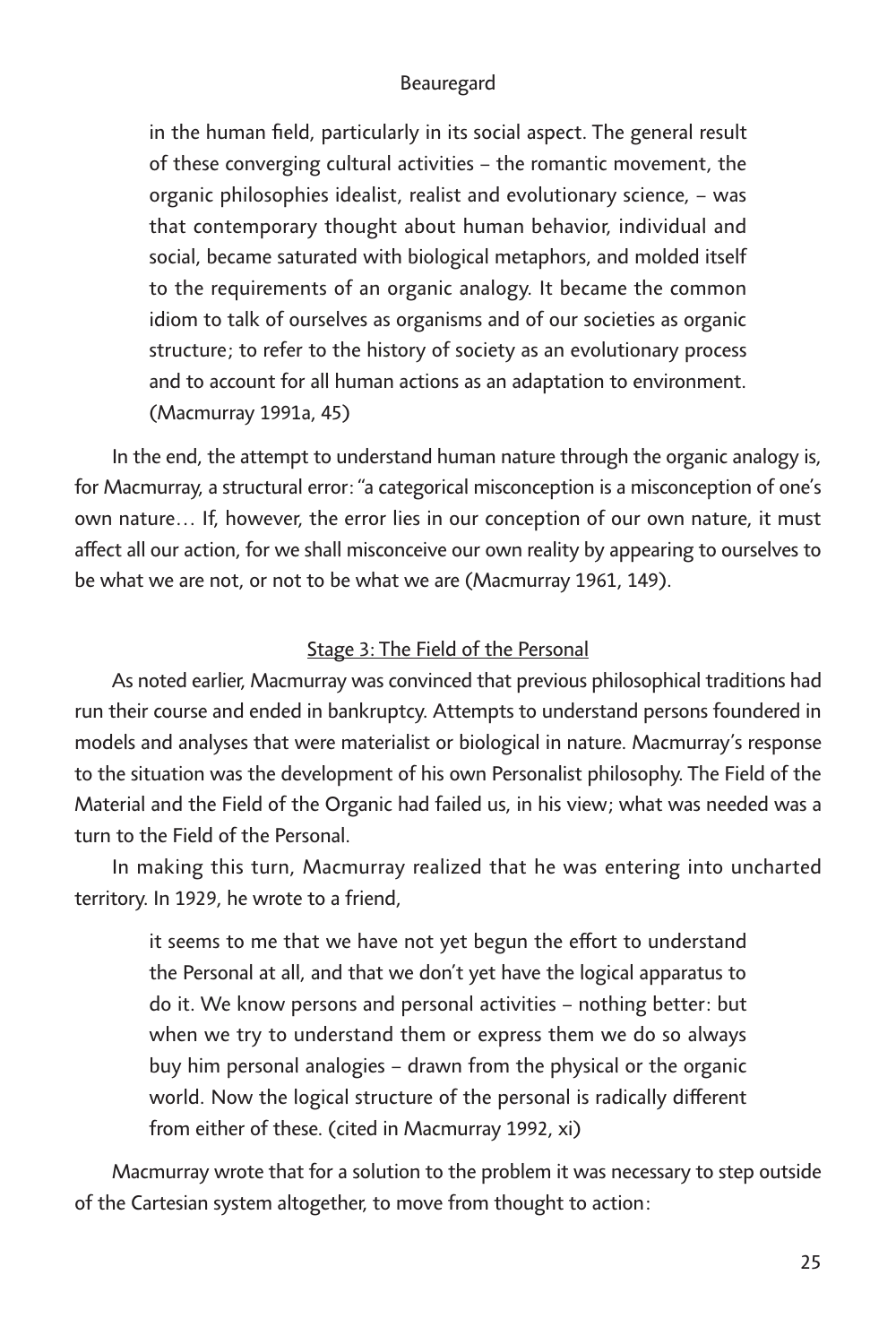> in the human field, particularly in its social aspect. The general result of these converging cultural activities – the romantic movement, the organic philosophies idealist, realist and evolutionary science, – was that contemporary thought about human behavior, individual and social, became saturated with biological metaphors, and molded itself to the requirements of an organic analogy. It became the common idiom to talk of ourselves as organisms and of our societies as organic structure; to refer to the history of society as an evolutionary process and to account for all human actions as an adaptation to environment. (Macmurray 1991a, 45)

In the end, the attempt to understand human nature through the organic analogy is, for Macmurray, a structural error: "a categorical misconception is a misconception of one's own nature… If, however, the error lies in our conception of our own nature, it must affect all our action, for we shall misconceive our own reality by appearing to ourselves to be what we are not, or not to be what we are (Macmurray 1961, 149).

## Stage 3: The Field of the Personal

As noted earlier, Macmurray was convinced that previous philosophical traditions had run their course and ended in bankruptcy. Attempts to understand persons foundered in models and analyses that were materialist or biological in nature. Macmurray's response to the situation was the development of his own Personalist philosophy. The Field of the Material and the Field of the Organic had failed us, in his view; what was needed was a turn to the Field of the Personal.

In making this turn, Macmurray realized that he was entering into uncharted territory. In 1929, he wrote to a friend,

> it seems to me that we have not yet begun the effort to understand the Personal at all, and that we don't yet have the logical apparatus to do it. We know persons and personal activities – nothing better: but when we try to understand them or express them we do so always buy him personal analogies – drawn from the physical or the organic world. Now the logical structure of the personal is radically different from either of these. (cited in Macmurray 1992, xi)

Macmurray wrote that for a solution to the problem it was necessary to step outside of the Cartesian system altogether, to move from thought to action: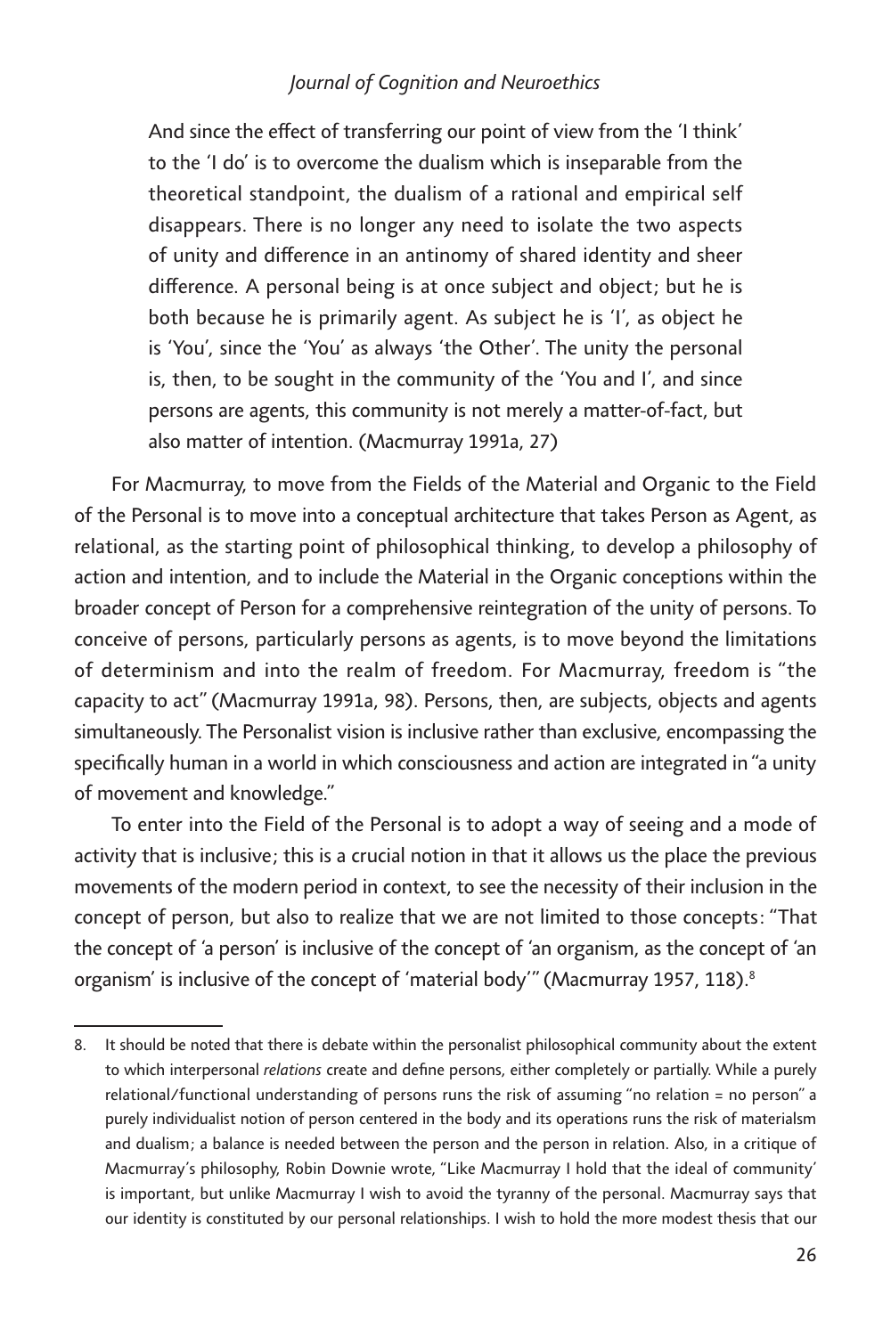> And since the effect of transferring our point of view from the 'I think' to the 'I do' is to overcome the dualism which is inseparable from the theoretical standpoint, the dualism of a rational and empirical self disappears. There is no longer any need to isolate the two aspects of unity and difference in an antinomy of shared identity and sheer difference. A personal being is at once subject and object; but he is both because he is primarily agent. As subject he is 'I', as object he is 'You', since the 'You' as always 'the Other'. The unity the personal is, then, to be sought in the community of the 'You and I', and since persons are agents, this community is not merely a matter-of-fact, but also matter of intention. (Macmurray 1991a, 27)

For Macmurray, to move from the Fields of the Material and Organic to the Field of the Personal is to move into a conceptual architecture that takes Person as Agent, as relational, as the starting point of philosophical thinking, to develop a philosophy of action and intention, and to include the Material in the Organic conceptions within the broader concept of Person for a comprehensive reintegration of the unity of persons. To conceive of persons, particularly persons as agents, is to move beyond the limitations of determinism and into the realm of freedom. For Macmurray, freedom is "the capacity to act" (Macmurray 1991a, 98). Persons, then, are subjects, objects and agents simultaneously. The Personalist vision is inclusive rather than exclusive, encompassing the specifically human in a world in which consciousness and action are integrated in "a unity of movement and knowledge."

To enter into the Field of the Personal is to adopt a way of seeing and a mode of activity that is inclusive; this is a crucial notion in that it allows us the place the previous movements of the modern period in context, to see the necessity of their inclusion in the concept of person, but also to realize that we are not limited to those concepts: "That the concept of 'a person' is inclusive of the concept of 'an organism, as the concept of 'an organism' is inclusive of the concept of 'material body'" (Macmurray 1957, 118).[8]

8. It should be noted that there is debate within the personalist philosophical community about the extent to which interpersonal *relations* create and define persons, either completely or partially. While a purely relational/functional understanding of persons runs the risk of assuming "no relation = no person" a purely individualist notion of person centered in the body and its operations runs the risk of materialsm and dualism; a balance is needed between the person and the person in relation. Also, in a critique of Macmurray's philosophy, Robin Downie wrote, "Like Macmurray I hold that the ideal of community' is important, but unlike Macmurray I wish to avoid the tyranny of the personal. Macmurray says that our identity is constituted by our personal relationships. I wish to hold the more modest thesis that our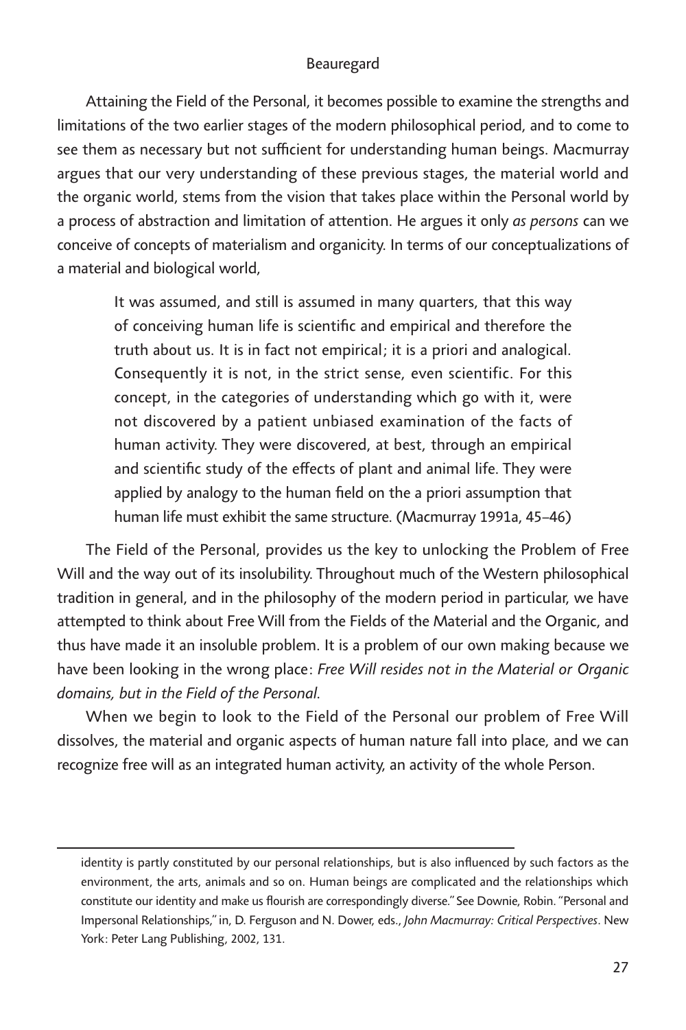Attaining the Field of the Personal, it becomes possible to examine the strengths and limitations of the two earlier stages of the modern philosophical period, and to come to see them as necessary but not sufficient for understanding human beings. Macmurray argues that our very understanding of these previous stages, the material world and the organic world, stems from the vision that takes place within the Personal world by a process of abstraction and limitation of attention. He argues it only *as persons* can we conceive of concepts of materialism and organicity. In terms of our conceptualizations of a material and biological world,

> It was assumed, and still is assumed in many quarters, that this way of conceiving human life is scientific and empirical and therefore the truth about us. It is in fact not empirical; it is a priori and analogical. Consequently it is not, in the strict sense, even scientific. For this concept, in the categories of understanding which go with it, were not discovered by a patient unbiased examination of the facts of human activity. They were discovered, at best, through an empirical and scientific study of the effects of plant and animal life. They were applied by analogy to the human field on the a priori assumption that human life must exhibit the same structure. (Macmurray 1991a, 45–46)

The Field of the Personal, provides us the key to unlocking the Problem of Free Will and the way out of its insolubility. Throughout much of the Western philosophical tradition in general, and in the philosophy of the modern period in particular, we have attempted to think about Free Will from the Fields of the Material and the Organic, and thus have made it an insoluble problem. It is a problem of our own making because we have been looking in the wrong place: *Free Will resides not in the Material or Organic domains, but in the Field of the Personal*.

When we begin to look to the Field of the Personal our problem of Free Will dissolves, the material and organic aspects of human nature fall into place, and we can recognize free will as an integrated human activity, an activity of the whole Person.

---

identity is partly constituted by our personal relationships, but is also influenced by such factors as the environment, the arts, animals and so on. Human beings are complicated and the relationships which constitute our identity and make us flourish are correspondingly diverse." See Downie, Robin. "Personal and Impersonal Relationships," in, D. Ferguson and N. Dower, eds., *John Macmurray: Critical Perspectives*. New York: Peter Lang Publishing, 2002, 131.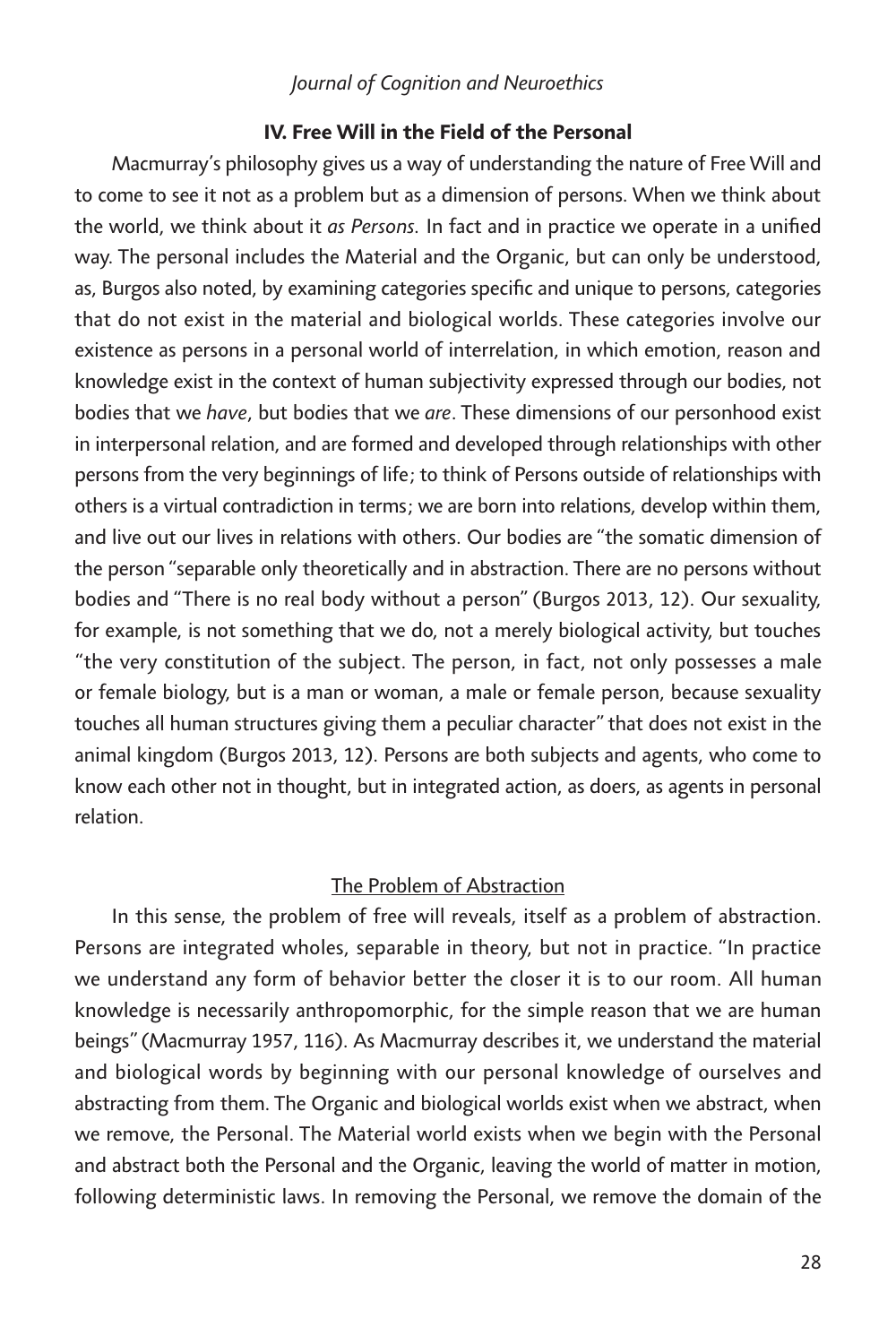### IV. Free Will in the Field of the Personal

Macmurray's philosophy gives us a way of understanding the nature of Free Will and to come to see it not as a problem but as a dimension of persons. When we think about the world, we think about it *as Persons.* In fact and in practice we operate in a unified way. The personal includes the Material and the Organic, but can only be understood, as, Burgos also noted, by examining categories specific and unique to persons, categories that do not exist in the material and biological worlds. These categories involve our existence as persons in a personal world of interrelation, in which emotion, reason and knowledge exist in the context of human subjectivity expressed through our bodies, not bodies that we *have*, but bodies that we *are*. These dimensions of our personhood exist in interpersonal relation, and are formed and developed through relationships with other persons from the very beginnings of life; to think of Persons outside of relationships with others is a virtual contradiction in terms; we are born into relations, develop within them, and live out our lives in relations with others. Our bodies are "the somatic dimension of the person "separable only theoretically and in abstraction. There are no persons without bodies and "There is no real body without a person" (Burgos 2013, 12). Our sexuality, for example, is not something that we do, not a merely biological activity, but touches "the very constitution of the subject. The person, in fact, not only possesses a male or female biology, but is a man or woman, a male or female person, because sexuality touches all human structures giving them a peculiar character" that does not exist in the animal kingdom (Burgos 2013, 12). Persons are both subjects and agents, who come to know each other not in thought, but in integrated action, as doers, as agents in personal relation.

#### The Problem of Abstraction

In this sense, the problem of free will reveals, itself as a problem of abstraction. Persons are integrated wholes, separable in theory, but not in practice. "In practice we understand any form of behavior better the closer it is to our room. All human knowledge is necessarily anthropomorphic, for the simple reason that we are human beings" (Macmurray 1957, 116). As Macmurray describes it, we understand the material and biological words by beginning with our personal knowledge of ourselves and abstracting from them. The Organic and biological worlds exist when we abstract, when we remove, the Personal. The Material world exists when we begin with the Personal and abstract both the Personal and the Organic, leaving the world of matter in motion, following deterministic laws. In removing the Personal, we remove the domain of the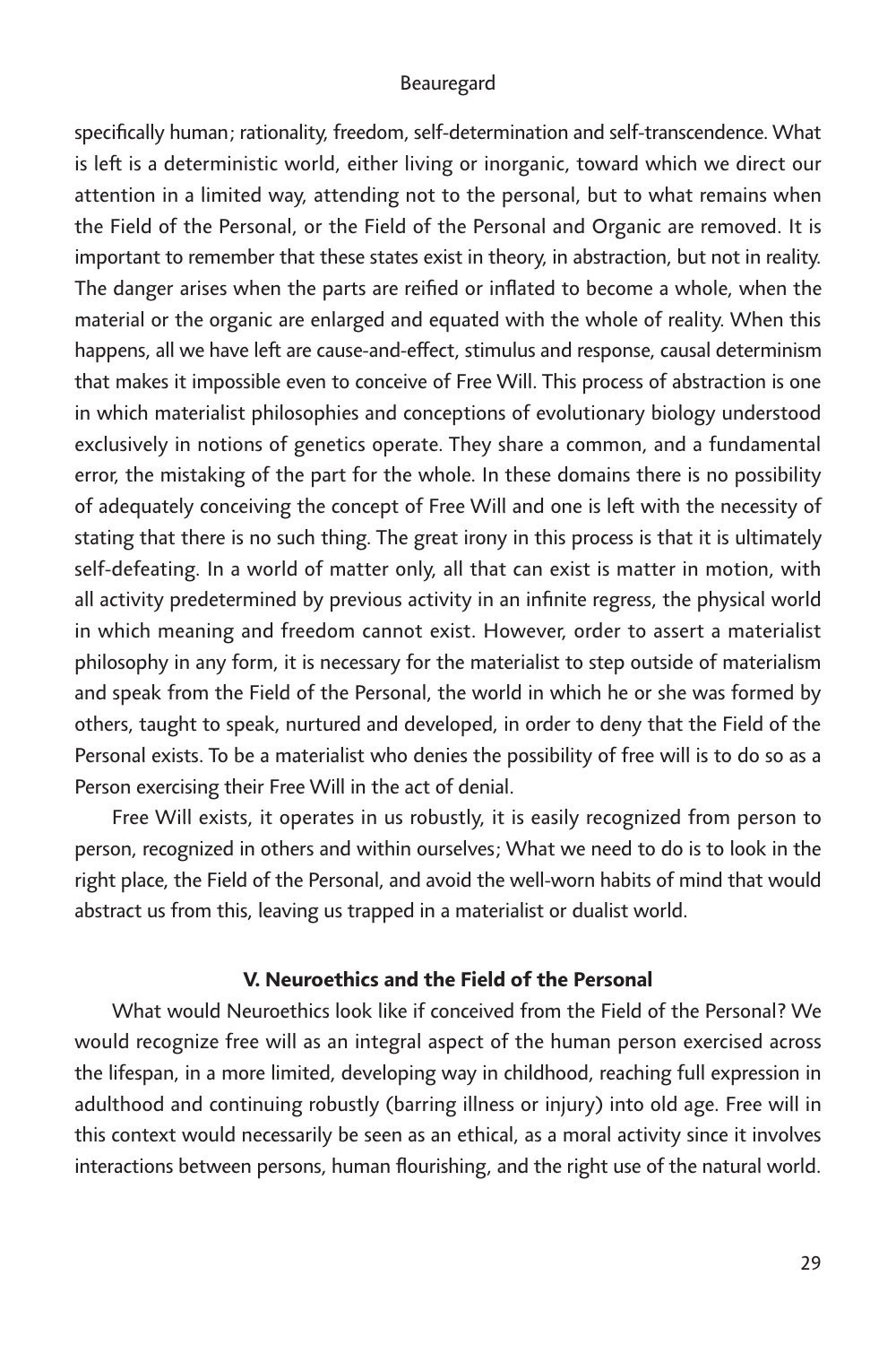specifically human; rationality, freedom, self-determination and self-transcendence. What is left is a deterministic world, either living or inorganic, toward which we direct our attention in a limited way, attending not to the personal, but to what remains when the Field of the Personal, or the Field of the Personal and Organic are removed. It is important to remember that these states exist in theory, in abstraction, but not in reality. The danger arises when the parts are reified or inflated to become a whole, when the material or the organic are enlarged and equated with the whole of reality. When this happens, all we have left are cause-and-effect, stimulus and response, causal determinism that makes it impossible even to conceive of Free Will. This process of abstraction is one in which materialist philosophies and conceptions of evolutionary biology understood exclusively in notions of genetics operate. They share a common, and a fundamental error, the mistaking of the part for the whole. In these domains there is no possibility of adequately conceiving the concept of Free Will and one is left with the necessity of stating that there is no such thing. The great irony in this process is that it is ultimately self-defeating. In a world of matter only, all that can exist is matter in motion, with all activity predetermined by previous activity in an infinite regress, the physical world in which meaning and freedom cannot exist. However, order to assert a materialist philosophy in any form, it is necessary for the materialist to step outside of materialism and speak from the Field of the Personal, the world in which he or she was formed by others, taught to speak, nurtured and developed, in order to deny that the Field of the Personal exists. To be a materialist who denies the possibility of free will is to do so as a Person exercising their Free Will in the act of denial.

Free Will exists, it operates in us robustly, it is easily recognized from person to person, recognized in others and within ourselves; What we need to do is to look in the right place, the Field of the Personal, and avoid the well-worn habits of mind that would abstract us from this, leaving us trapped in a materialist or dualist world.

## V. Neuroethics and the Field of the Personal

What would Neuroethics look like if conceived from the Field of the Personal? We would recognize free will as an integral aspect of the human person exercised across the lifespan, in a more limited, developing way in childhood, reaching full expression in adulthood and continuing robustly (barring illness or injury) into old age. Free will in this context would necessarily be seen as an ethical, as a moral activity since it involves interactions between persons, human flourishing, and the right use of the natural world.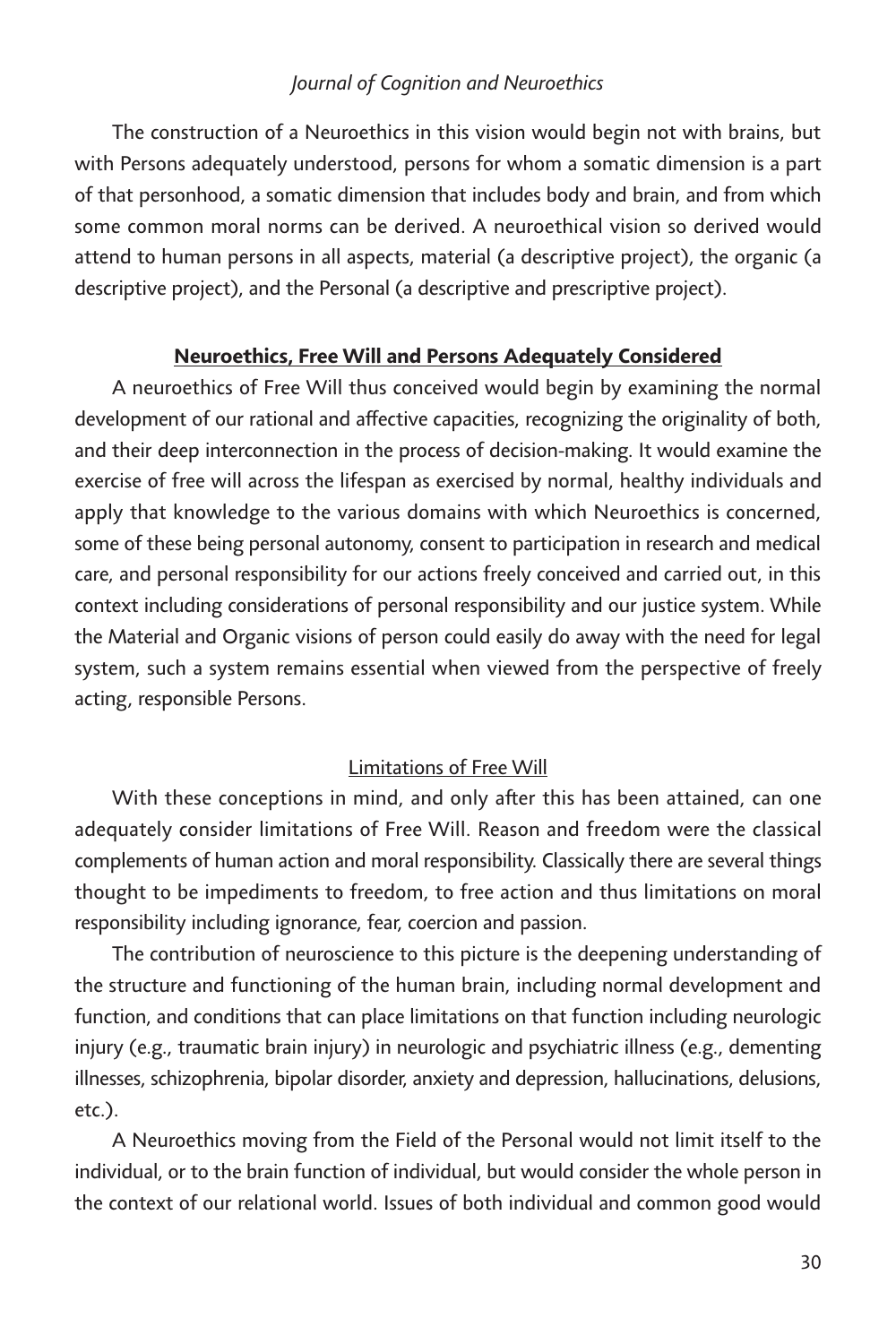The construction of a Neuroethics in this vision would begin not with brains, but with Persons adequately understood, persons for whom a somatic dimension is a part of that personhood, a somatic dimension that includes body and brain, and from which some common moral norms can be derived. A neuroethical vision so derived would attend to human persons in all aspects, material (a descriptive project), the organic (a descriptive project), and the Personal (a descriptive and prescriptive project).

## Neuroethics, Free Will and Persons Adequately Considered

A neuroethics of Free Will thus conceived would begin by examining the normal development of our rational and affective capacities, recognizing the originality of both, and their deep interconnection in the process of decision-making. It would examine the exercise of free will across the lifespan as exercised by normal, healthy individuals and apply that knowledge to the various domains with which Neuroethics is concerned, some of these being personal autonomy, consent to participation in research and medical care, and personal responsibility for our actions freely conceived and carried out, in this context including considerations of personal responsibility and our justice system. While the Material and Organic visions of person could easily do away with the need for legal system, such a system remains essential when viewed from the perspective of freely acting, responsible Persons.

### Limitations of Free Will

With these conceptions in mind, and only after this has been attained, can one adequately consider limitations of Free Will. Reason and freedom were the classical complements of human action and moral responsibility. Classically there are several things thought to be impediments to freedom, to free action and thus limitations on moral responsibility including ignorance, fear, coercion and passion.

The contribution of neuroscience to this picture is the deepening understanding of the structure and functioning of the human brain, including normal development and function, and conditions that can place limitations on that function including neurologic injury (e.g., traumatic brain injury) in neurologic and psychiatric illness (e.g., dementing illnesses, schizophrenia, bipolar disorder, anxiety and depression, hallucinations, delusions, etc.).

A Neuroethics moving from the Field of the Personal would not limit itself to the individual, or to the brain function of individual, but would consider the whole person in the context of our relational world. Issues of both individual and common good would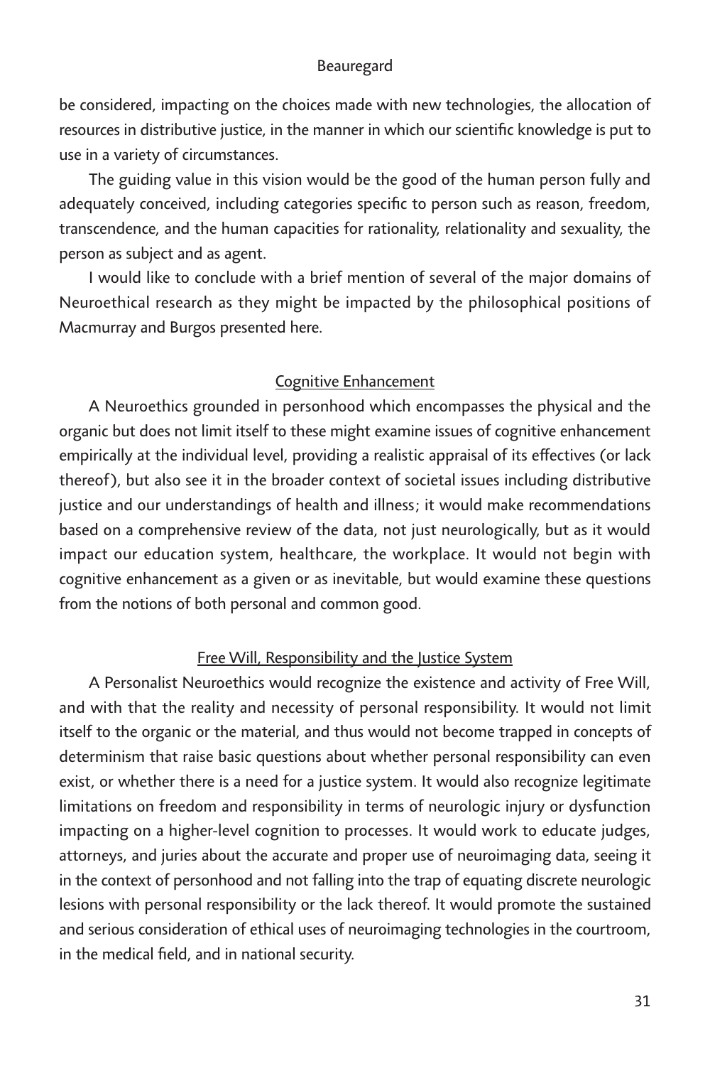be considered, impacting on the choices made with new technologies, the allocation of resources in distributive justice, in the manner in which our scientific knowledge is put to use in a variety of circumstances.

The guiding value in this vision would be the good of the human person fully and adequately conceived, including categories specific to person such as reason, freedom, transcendence, and the human capacities for rationality, relationality and sexuality, the person as subject and as agent.

I would like to conclude with a brief mention of several of the major domains of Neuroethical research as they might be impacted by the philosophical positions of Macmurray and Burgos presented here.

### Cognitive Enhancement

A Neuroethics grounded in personhood which encompasses the physical and the organic but does not limit itself to these might examine issues of cognitive enhancement empirically at the individual level, providing a realistic appraisal of its effectives (or lack thereof), but also see it in the broader context of societal issues including distributive justice and our understandings of health and illness; it would make recommendations based on a comprehensive review of the data, not just neurologically, but as it would impact our education system, healthcare, the workplace. It would not begin with cognitive enhancement as a given or as inevitable, but would examine these questions from the notions of both personal and common good.

### Free Will, Responsibility and the Justice System

A Personalist Neuroethics would recognize the existence and activity of Free Will, and with that the reality and necessity of personal responsibility. It would not limit itself to the organic or the material, and thus would not become trapped in concepts of determinism that raise basic questions about whether personal responsibility can even exist, or whether there is a need for a justice system. It would also recognize legitimate limitations on freedom and responsibility in terms of neurologic injury or dysfunction impacting on a higher-level cognition to processes. It would work to educate judges, attorneys, and juries about the accurate and proper use of neuroimaging data, seeing it in the context of personhood and not falling into the trap of equating discrete neurologic lesions with personal responsibility or the lack thereof. It would promote the sustained and serious consideration of ethical uses of neuroimaging technologies in the courtroom, in the medical field, and in national security.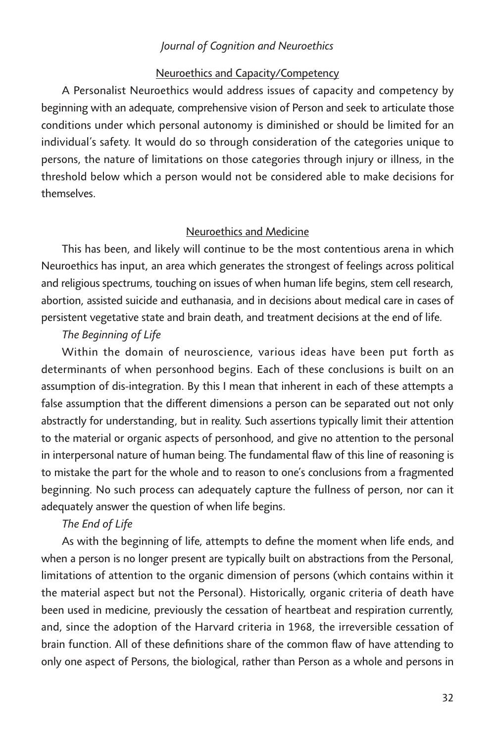### Neuroethics and Capacity/Competency

A Personalist Neuroethics would address issues of capacity and competency by beginning with an adequate, comprehensive vision of Person and seek to articulate those conditions under which personal autonomy is diminished or should be limited for an individual's safety. It would do so through consideration of the categories unique to persons, the nature of limitations on those categories through injury or illness, in the threshold below which a person would not be considered able to make decisions for themselves.

### Neuroethics and Medicine

This has been, and likely will continue to be the most contentious arena in which Neuroethics has input, an area which generates the strongest of feelings across political and religious spectrums, touching on issues of when human life begins, stem cell research, abortion, assisted suicide and euthanasia, and in decisions about medical care in cases of persistent vegetative state and brain death, and treatment decisions at the end of life.

*The Beginning of Life*

Within the domain of neuroscience, various ideas have been put forth as determinants of when personhood begins. Each of these conclusions is built on an assumption of dis-integration. By this I mean that inherent in each of these attempts a false assumption that the different dimensions a person can be separated out not only abstractly for understanding, but in reality. Such assertions typically limit their attention to the material or organic aspects of personhood, and give no attention to the personal in interpersonal nature of human being. The fundamental flaw of this line of reasoning is to mistake the part for the whole and to reason to one's conclusions from a fragmented beginning. No such process can adequately capture the fullness of person, nor can it adequately answer the question of when life begins.

*The End of Life*

As with the beginning of life, attempts to define the moment when life ends, and when a person is no longer present are typically built on abstractions from the Personal, limitations of attention to the organic dimension of persons (which contains within it the material aspect but not the Personal). Historically, organic criteria of death have been used in medicine, previously the cessation of heartbeat and respiration currently, and, since the adoption of the Harvard criteria in 1968, the irreversible cessation of brain function. All of these definitions share of the common flaw of have attending to only one aspect of Persons, the biological, rather than Person as a whole and persons in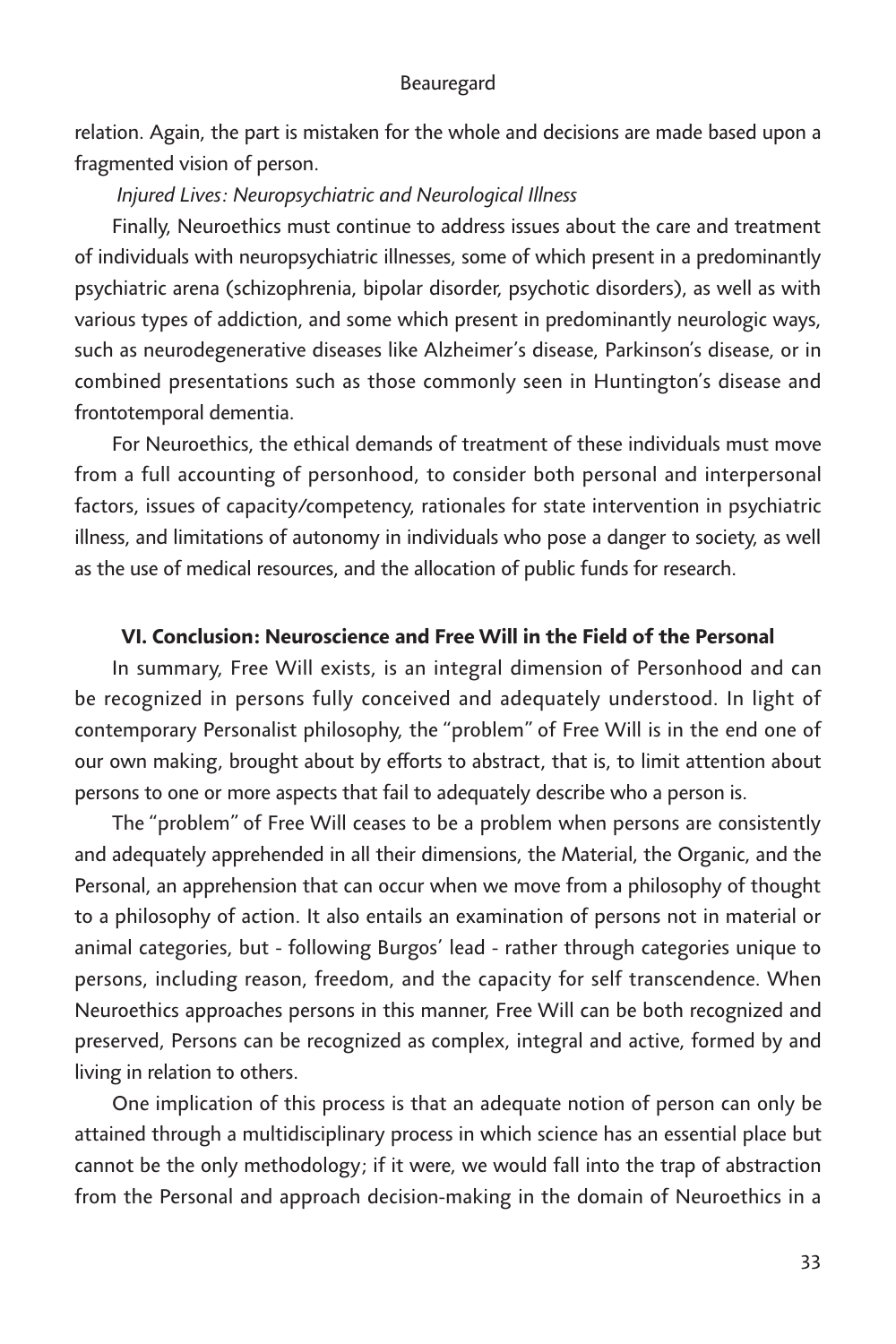relation. Again, the part is mistaken for the whole and decisions are made based upon a fragmented vision of person.

*Injured Lives: Neuropsychiatric and Neurological Illness*

Finally, Neuroethics must continue to address issues about the care and treatment of individuals with neuropsychiatric illnesses, some of which present in a predominantly psychiatric arena (schizophrenia, bipolar disorder, psychotic disorders), as well as with various types of addiction, and some which present in predominantly neurologic ways, such as neurodegenerative diseases like Alzheimer's disease, Parkinson's disease, or in combined presentations such as those commonly seen in Huntington's disease and frontotemporal dementia.

For Neuroethics, the ethical demands of treatment of these individuals must move from a full accounting of personhood, to consider both personal and interpersonal factors, issues of capacity/competency, rationales for state intervention in psychiatric illness, and limitations of autonomy in individuals who pose a danger to society, as well as the use of medical resources, and the allocation of public funds for research.

## VI. Conclusion: Neuroscience and Free Will in the Field of the Personal

In summary, Free Will exists, is an integral dimension of Personhood and can be recognized in persons fully conceived and adequately understood. In light of contemporary Personalist philosophy, the "problem" of Free Will is in the end one of our own making, brought about by efforts to abstract, that is, to limit attention about persons to one or more aspects that fail to adequately describe who a person is.

The "problem" of Free Will ceases to be a problem when persons are consistently and adequately apprehended in all their dimensions, the Material, the Organic, and the Personal, an apprehension that can occur when we move from a philosophy of thought to a philosophy of action. It also entails an examination of persons not in material or animal categories, but - following Burgos' lead - rather through categories unique to persons, including reason, freedom, and the capacity for self transcendence. When Neuroethics approaches persons in this manner, Free Will can be both recognized and preserved, Persons can be recognized as complex, integral and active, formed by and living in relation to others.

One implication of this process is that an adequate notion of person can only be attained through a multidisciplinary process in which science has an essential place but cannot be the only methodology; if it were, we would fall into the trap of abstraction from the Personal and approach decision-making in the domain of Neuroethics in a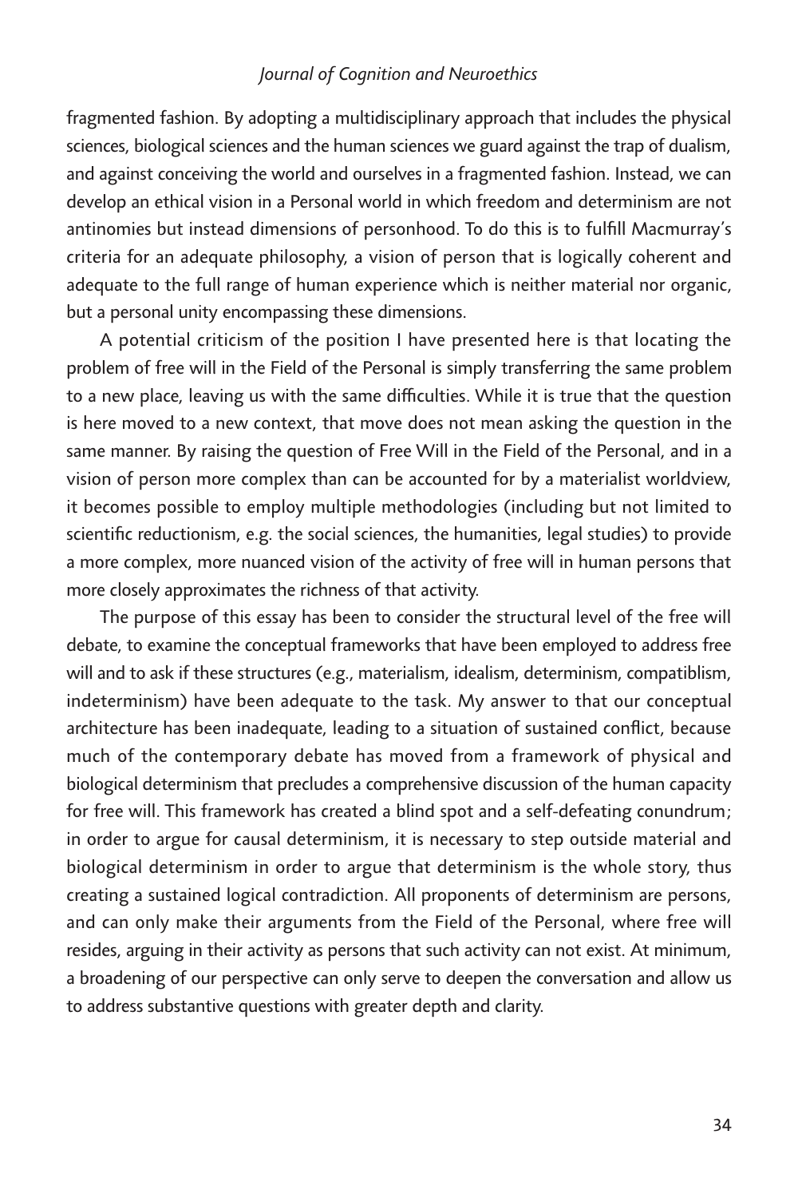fragmented fashion. By adopting a multidisciplinary approach that includes the physical sciences, biological sciences and the human sciences we guard against the trap of dualism, and against conceiving the world and ourselves in a fragmented fashion. Instead, we can develop an ethical vision in a Personal world in which freedom and determinism are not antinomies but instead dimensions of personhood. To do this is to fulfill Macmurray's criteria for an adequate philosophy, a vision of person that is logically coherent and adequate to the full range of human experience which is neither material nor organic, but a personal unity encompassing these dimensions.

A potential criticism of the position I have presented here is that locating the problem of free will in the Field of the Personal is simply transferring the same problem to a new place, leaving us with the same difficulties. While it is true that the question is here moved to a new context, that move does not mean asking the question in the same manner. By raising the question of Free Will in the Field of the Personal, and in a vision of person more complex than can be accounted for by a materialist worldview, it becomes possible to employ multiple methodologies (including but not limited to scientific reductionism, e.g. the social sciences, the humanities, legal studies) to provide a more complex, more nuanced vision of the activity of free will in human persons that more closely approximates the richness of that activity.

The purpose of this essay has been to consider the structural level of the free will debate, to examine the conceptual frameworks that have been employed to address free will and to ask if these structures (e.g., materialism, idealism, determinism, compatiblism, indeterminism) have been adequate to the task. My answer to that our conceptual architecture has been inadequate, leading to a situation of sustained conflict, because much of the contemporary debate has moved from a framework of physical and biological determinism that precludes a comprehensive discussion of the human capacity for free will. This framework has created a blind spot and a self-defeating conundrum; in order to argue for causal determinism, it is necessary to step outside material and biological determinism in order to argue that determinism is the whole story, thus creating a sustained logical contradiction. All proponents of determinism are persons, and can only make their arguments from the Field of the Personal, where free will resides, arguing in their activity as persons that such activity can not exist. At minimum, a broadening of our perspective can only serve to deepen the conversation and allow us to address substantive questions with greater depth and clarity.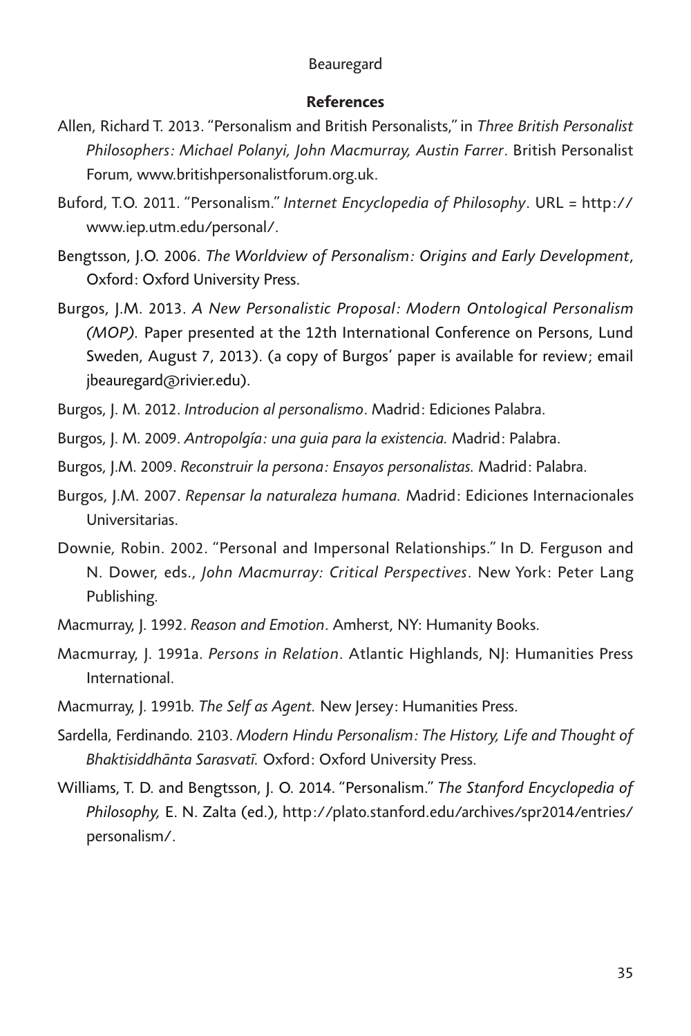## References

Allen, Richard T. 2013. "Personalism and British Personalists," in *Three British Personalist Philosophers: Michael Polanyi, John Macmurray, Austin Farrer*. British Personalist Forum, www.britishpersonalistforum.org.uk.

Buford, T.O. 2011. "Personalism." *Internet Encyclopedia of Philosophy*. URL = http://www.iep.utm.edu/personal/.

Bengtsson, J.O. 2006. *The Worldview of Personalism: Origins and Early Development*, Oxford: Oxford University Press.

Burgos, J.M. 2013. *A New Personalistic Proposal: Modern Ontological Personalism (MOP).* Paper presented at the 12th International Conference on Persons, Lund Sweden, August 7, 2013). (a copy of Burgos' paper is available for review; email jbeauregard@rivier.edu).

Burgos, J. M. 2012. *Introducion al personalismo*. Madrid: Ediciones Palabra.

Burgos, J. M. 2009. *Antropolgía: una guia para la existencia.* Madrid: Palabra.

Burgos, J.M. 2009. *Reconstruir la persona: Ensayos personalistas.* Madrid: Palabra.

Burgos, J.M. 2007. *Repensar la naturaleza humana.* Madrid: Ediciones Internacionales Universitarias.

Downie, Robin. 2002. "Personal and Impersonal Relationships." In D. Ferguson and N. Dower, eds., *John Macmurray: Critical Perspectives*. New York: Peter Lang Publishing.

Macmurray, J. 1992. *Reason and Emotion*. Amherst, NY: Humanity Books.

Macmurray, J. 1991a. *Persons in Relation*. Atlantic Highlands, NJ: Humanities Press International.

Macmurray, J. 1991b. *The Self as Agent.* New Jersey: Humanities Press.

Sardella, Ferdinando. 2103. *Modern Hindu Personalism: The History, Life and Thought of Bhaktisiddhānta Sarasvatī.* Oxford: Oxford University Press.

Williams, T. D. and Bengtsson, J. O. 2014. "Personalism." *The Stanford Encyclopedia of Philosophy,* E. N. Zalta (ed.), http://plato.stanford.edu/archives/spr2014/entries/personalism/.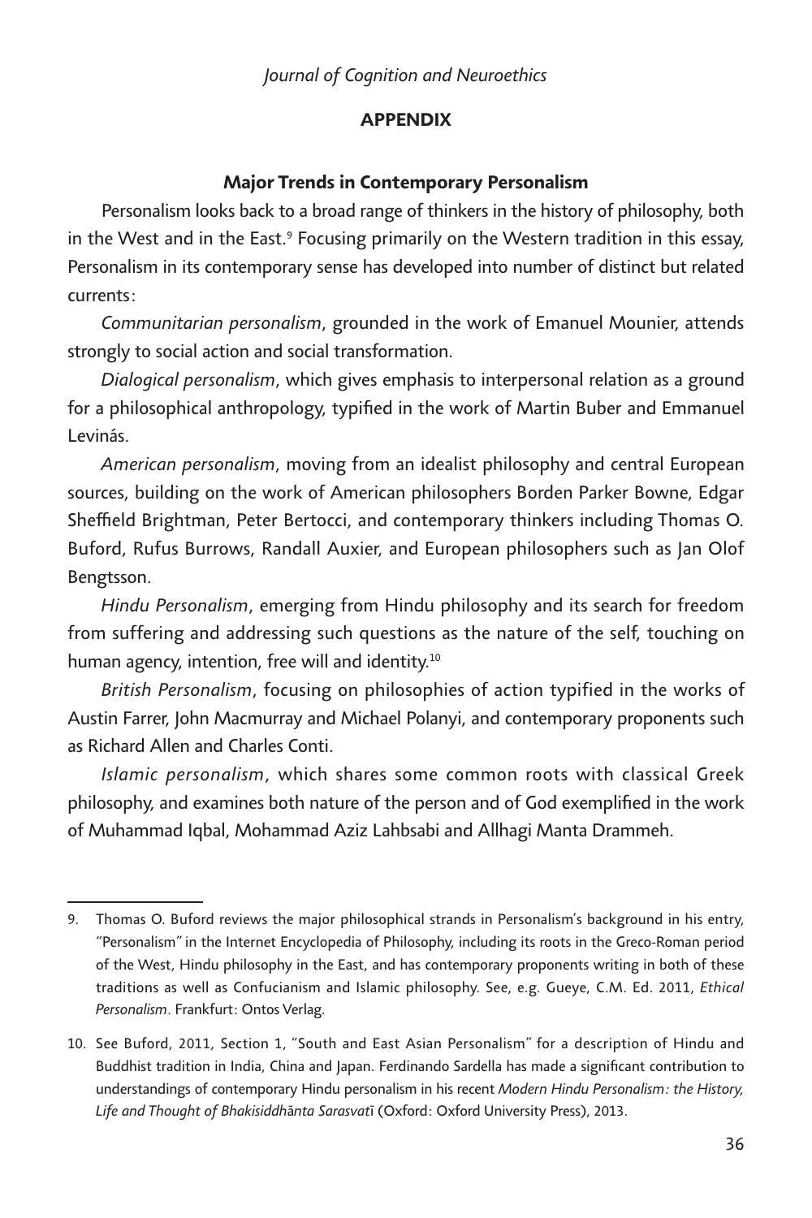## APPENDIX

### Major Trends in Contemporary Personalism

Personalism looks back to a broad range of thinkers in the history of philosophy, both in the West and in the East.[9] Focusing primarily on the Western tradition in this essay, Personalism in its contemporary sense has developed into number of distinct but related currents:

*Communitarian personalism*, grounded in the work of Emanuel Mounier, attends strongly to social action and social transformation.

*Dialogical personalism*, which gives emphasis to interpersonal relation as a ground for a philosophical anthropology, typified in the work of Martin Buber and Emmanuel Levinás.

*American personalism*, moving from an idealist philosophy and central European sources, building on the work of American philosophers Borden Parker Bowne, Edgar Sheffield Brightman, Peter Bertocci, and contemporary thinkers including Thomas O. Buford, Rufus Burrows, Randall Auxier, and European philosophers such as Jan Olof Bengtsson.

*Hindu Personalism*, emerging from Hindu philosophy and its search for freedom from suffering and addressing such questions as the nature of the self, touching on human agency, intention, free will and identity.[10]

*British Personalism*, focusing on philosophies of action typified in the works of Austin Farrer, John Macmurray and Michael Polanyi, and contemporary proponents such as Richard Allen and Charles Conti.

*Islamic personalism*, which shares some common roots with classical Greek philosophy, and examines both nature of the person and of God exemplified in the work of Muhammad Iqbal, Mohammad Aziz Lahbsabi and Allhagi Manta Drammeh.

---

9. Thomas O. Buford reviews the major philosophical strands in Personalism's background in his entry, "Personalism" in the Internet Encyclopedia of Philosophy, including its roots in the Greco-Roman period of the West, Hindu philosophy in the East, and has contemporary proponents writing in both of these traditions as well as Confucianism and Islamic philosophy. See, e.g. Gueye, C.M. Ed. 2011, *Ethical Personalism*. Frankfurt: Ontos Verlag.

10. See Buford, 2011, Section 1, "South and East Asian Personalism" for a description of Hindu and Buddhist tradition in India, China and Japan. Ferdinando Sardella has made a significant contribution to understandings of contemporary Hindu personalism in his recent *Modern Hindu Personalism: the History, Life and Thought of Bhakisiddhānta Sarasvatī* (Oxford: Oxford University Press), 2013.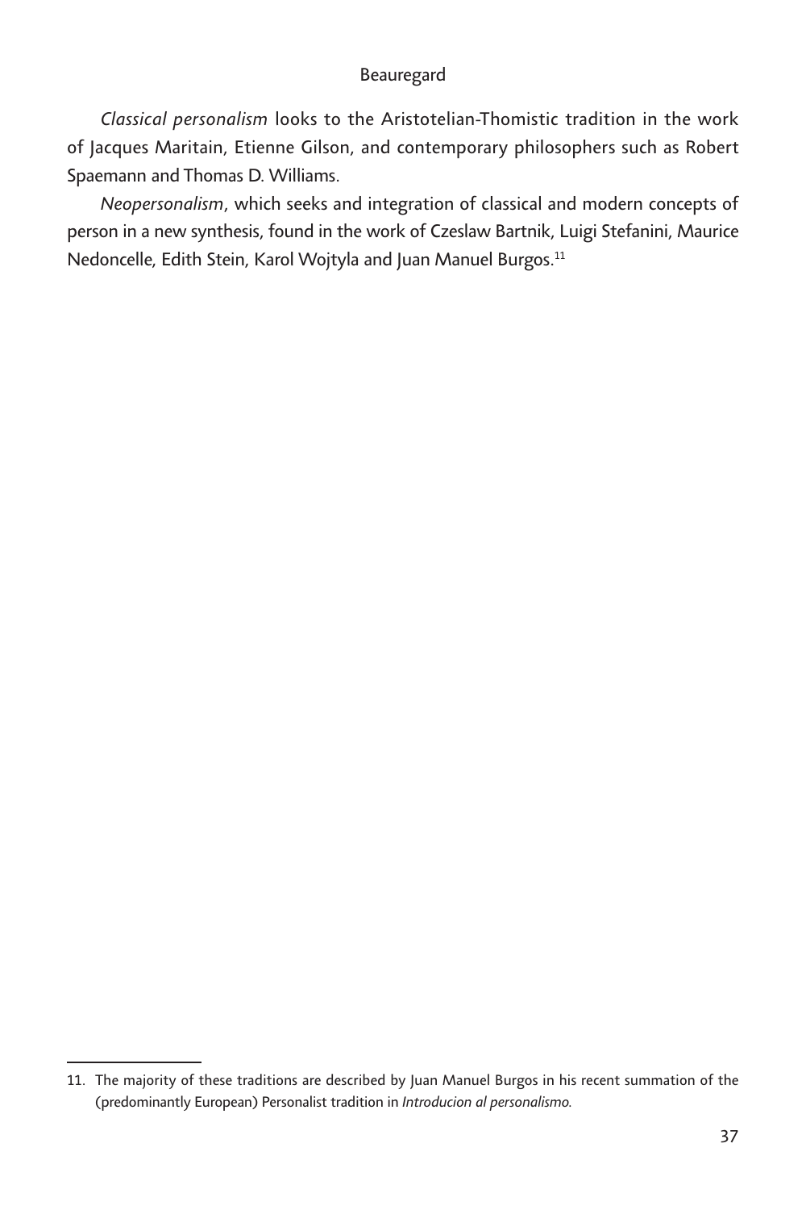*Classical personalism* looks to the Aristotelian-Thomistic tradition in the work of Jacques Maritain, Etienne Gilson, and contemporary philosophers such as Robert Spaemann and Thomas D. Williams.

*Neopersonalism*, which seeks and integration of classical and modern concepts of person in a new synthesis, found in the work of Czeslaw Bartnik, Luigi Stefanini, Maurice Nedoncelle, Edith Stein, Karol Wojtyla and Juan Manuel Burgos.[11]

---

11. The majority of these traditions are described by Juan Manuel Burgos in his recent summation of the (predominantly European) Personalist tradition in *Introducion al personalismo.*